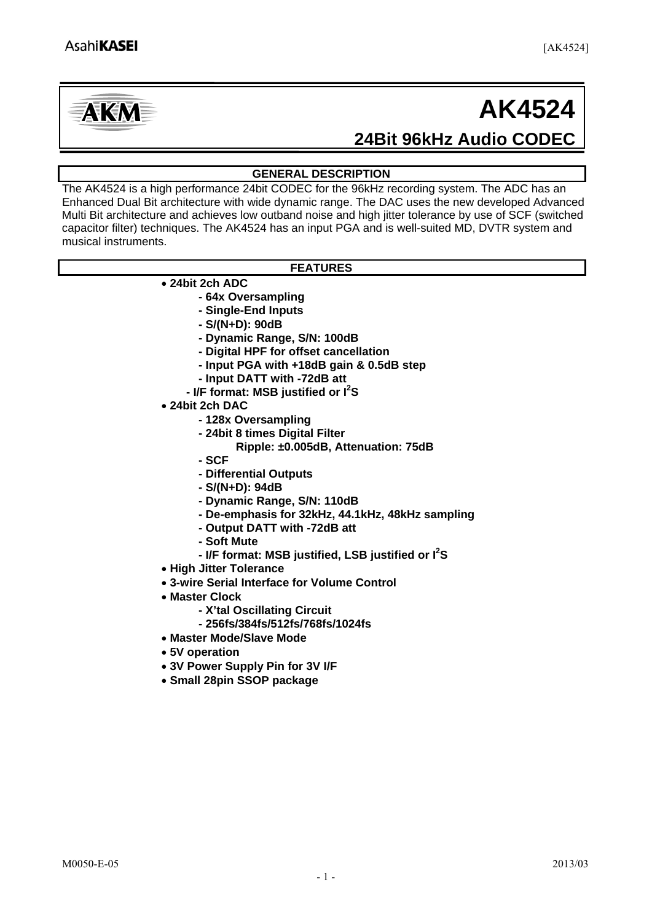# AK4524

## 24Bit 96kHz Audio CODEC

### GENERAL DESCRIPTION

The AK4524 is a high performance 24bit CODEC for the 96kHz recording system. The ADC has an Enhanced Dual Bit architecture with wide dynamic range. The DAC uses the new developed Advanced Multi Bit architecture and achieves low outband noise and high jitter tolerance by use of SCF (switched capacitor filter) techniques. The AK4524 has an input PGA and is well-suited MD, DVTR system and musical instruments.

### FEATURES

- **24bit 2ch ADC**
  - **- 64x Oversampling**
  - **- Single-End Inputs**
  - **- S/(N+D): 90dB**
  - **- Dynamic Range, S/N: 100dB**
  - **- Digital HPF for offset cancellation**
  - **- Input PGA with +18dB gain & 0.5dB step**
  - **- Input DATT with -72dB att**
  - **- I/F format: MSB justified or I²S**
- **24bit 2ch DAC**
  - **- 128x Oversampling**
  - **- 24bit 8 times Digital Filter**
    - **Ripple: ±0.005dB, Attenuation: 75dB**
  - **- SCF**
  - **- Differential Outputs**
  - **- S/(N+D): 94dB**
  - **- Dynamic Range, S/N: 110dB**
  - **- De-emphasis for 32kHz, 44.1kHz, 48kHz sampling**
  - **- Output DATT with -72dB att**
  - **- Soft Mute**
  - **- I/F format: MSB justified, LSB justified or I²S**
- **High Jitter Tolerance**
- **3-wire Serial Interface for Volume Control**
- **Master Clock**
  - **- X'tal Oscillating Circuit**
  - **- 256fs/384fs/512fs/768fs/1024fs**
- **Master Mode/Slave Mode**
- **5V operation**
- **3V Power Supply Pin for 3V I/F**
- **Small 28pin SSOP package**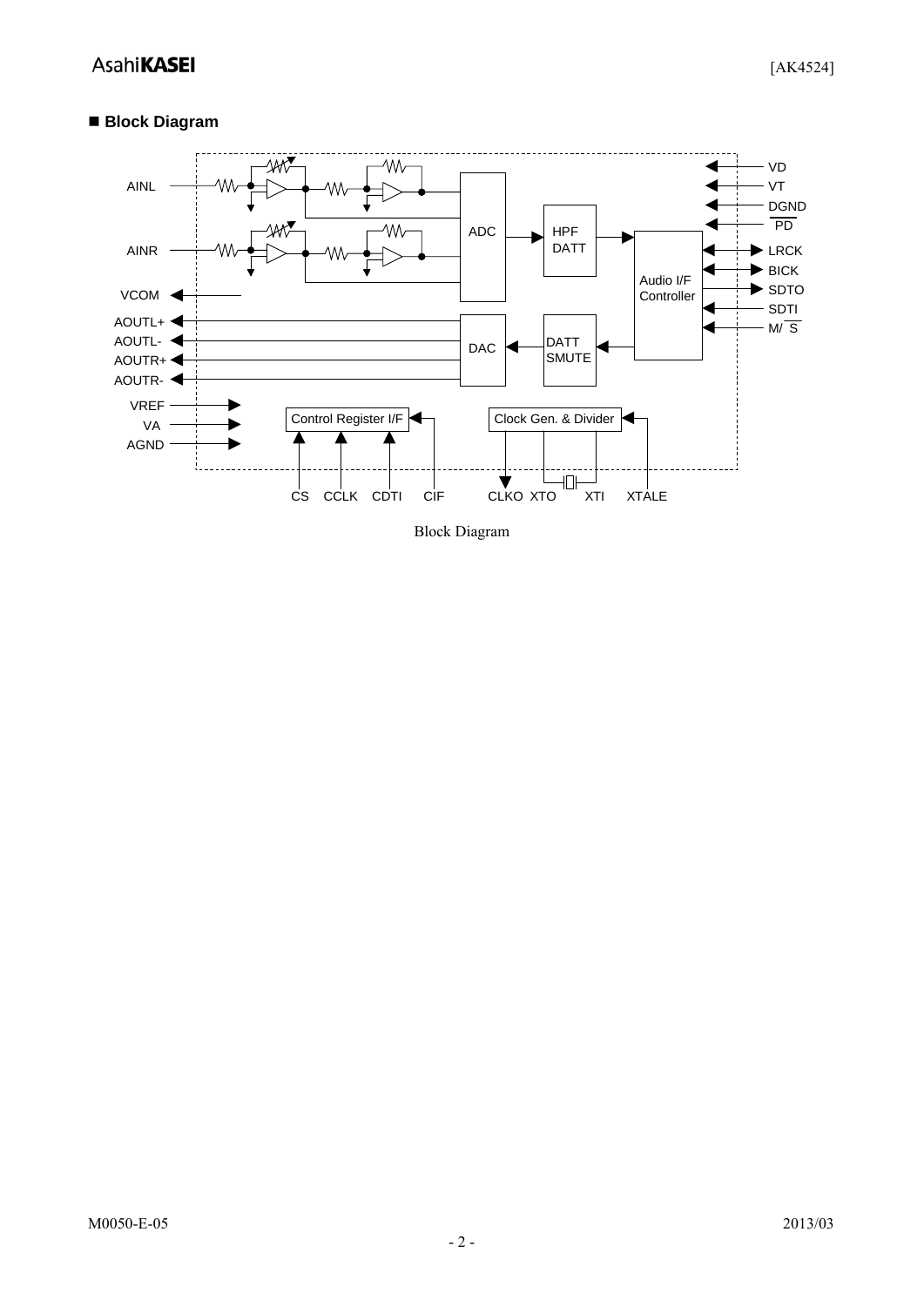## ■ Block Diagram

AINL

AINR

VCOM

AOUTL+

AOUTL-

AOUTR+

AOUTR-

VREF

VA

AGND

ADC

HPF
DATT

DAC

DATT
SMUTE

Audio I/F
Controller

Control Register I/F

Clock Gen. & Divider

VD

VT

DGND

PD

LRCK

BICK

SDTO

SDTI

M/S

CS CCLK CDTI CIF CLKO XTO XTI XTALE

Block Diagram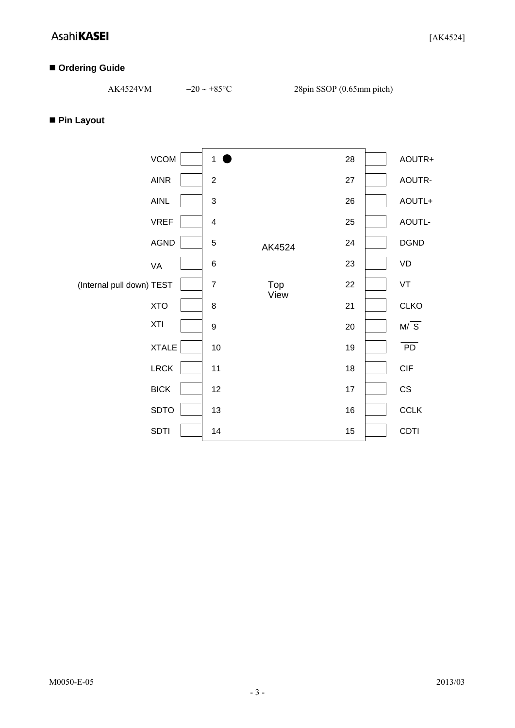## ■ Ordering Guide

AK4524VM    –20 ~ +85°C    28pin SSOP (0.65mm pitch)

## ■ Pin Layout

AK4524 Top View

| Pin Name | Pin No. | Pin No. | Pin Name |
|---|---|---|---|
| VCOM | 1 | 28 | AOUTR+ |
| AINR | 2 | 27 | AOUTR- |
| AINL | 3 | 26 | AOUTL+ |
| VREF | 4 | 25 | AOUTL- |
| AGND | 5 | 24 | DGND |
| VA | 6 | 23 | VD |
| (Internal pull down) TEST | 7 | 22 | VT |
| XTO | 8 | 21 | CLKO |
| XTI | 9 | 20 | M/$\overline{S}$ |
| XTALE | 10 | 19 | $\overline{PD}$ |
| LRCK | 11 | 18 | CIF |
| BICK | 12 | 17 | CS |
| SDTO | 13 | 16 | CCLK |
| SDTI | 14 | 15 | CDTI |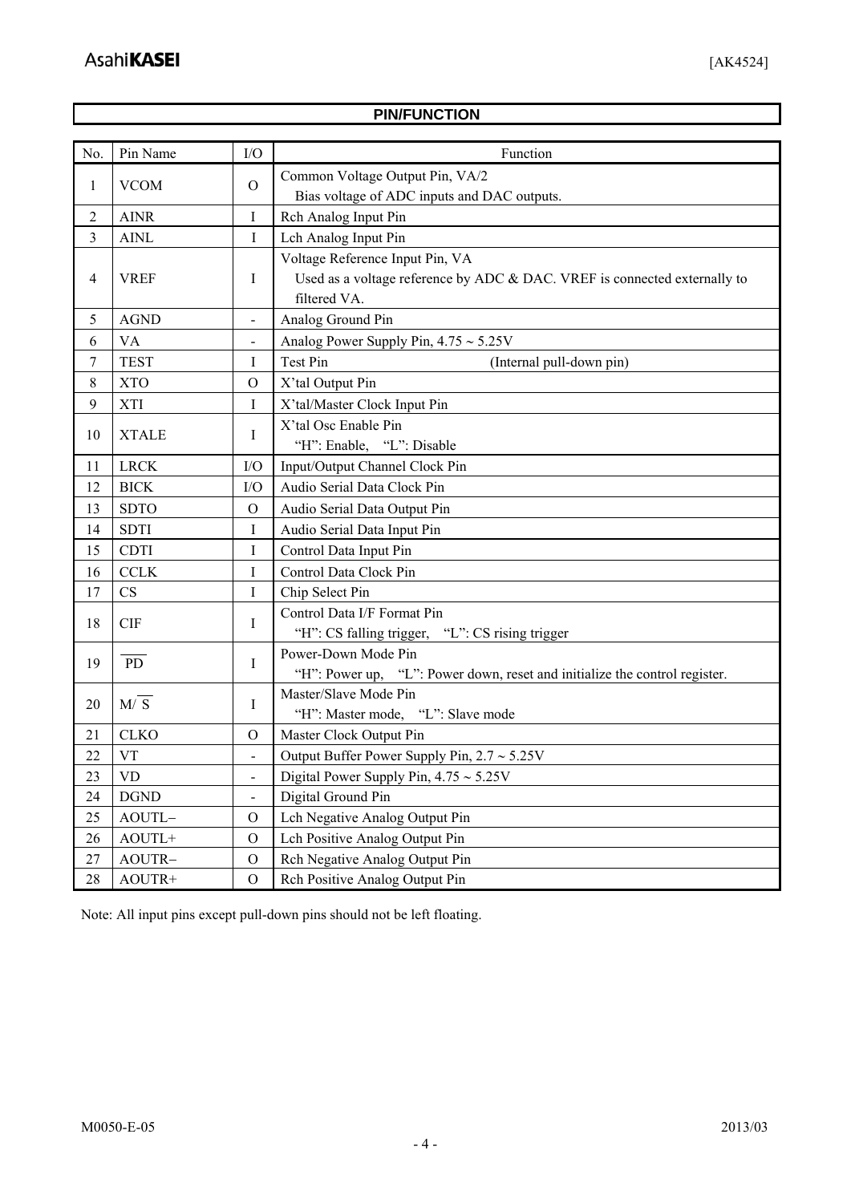## PIN/FUNCTION

| No. | Pin Name | I/O | Function |
|---|---|---|---|
| 1 | VCOM | O | Common Voltage Output Pin, VA/2<br>Bias voltage of ADC inputs and DAC outputs. |
| 2 | AINR | I | Rch Analog Input Pin |
| 3 | AINL | I | Lch Analog Input Pin |
| 4 | VREF | I | Voltage Reference Input Pin, VA<br>Used as a voltage reference by ADC & DAC. VREF is connected externally to filtered VA. |
| 5 | AGND | - | Analog Ground Pin |
| 6 | VA | - | Analog Power Supply Pin, 4.75 ~ 5.25V |
| 7 | TEST | I | Test Pin (Internal pull-down pin) |
| 8 | XTO | O | X'tal Output Pin |
| 9 | XTI | I | X'tal/Master Clock Input Pin |
| 10 | XTALE | I | X'tal Osc Enable Pin<br>"H": Enable, "L": Disable |
| 11 | LRCK | I/O | Input/Output Channel Clock Pin |
| 12 | BICK | I/O | Audio Serial Data Clock Pin |
| 13 | SDTO | O | Audio Serial Data Output Pin |
| 14 | SDTI | I | Audio Serial Data Input Pin |
| 15 | CDTI | I | Control Data Input Pin |
| 16 | CCLK | I | Control Data Clock Pin |
| 17 | CS | I | Chip Select Pin |
| 18 | CIF | I | Control Data I/F Format Pin<br>"H": CS falling trigger, "L": CS rising trigger |
| 19 | $\overline{\text{PD}}$ | I | Power-Down Mode Pin<br>"H": Power up, "L": Power down, reset and initialize the control register. |
| 20 | M/$\overline{\text{S}}$ | I | Master/Slave Mode Pin<br>"H": Master mode, "L": Slave mode |
| 21 | CLKO | O | Master Clock Output Pin |
| 22 | VT | - | Output Buffer Power Supply Pin, 2.7 ~ 5.25V |
| 23 | VD | - | Digital Power Supply Pin, 4.75 ~ 5.25V |
| 24 | DGND | - | Digital Ground Pin |
| 25 | AOUTL− | O | Lch Negative Analog Output Pin |
| 26 | AOUTL+ | O | Lch Positive Analog Output Pin |
| 27 | AOUTR− | O | Rch Negative Analog Output Pin |
| 28 | AOUTR+ | O | Rch Positive Analog Output Pin |

Note: All input pins except pull-down pins should not be left floating.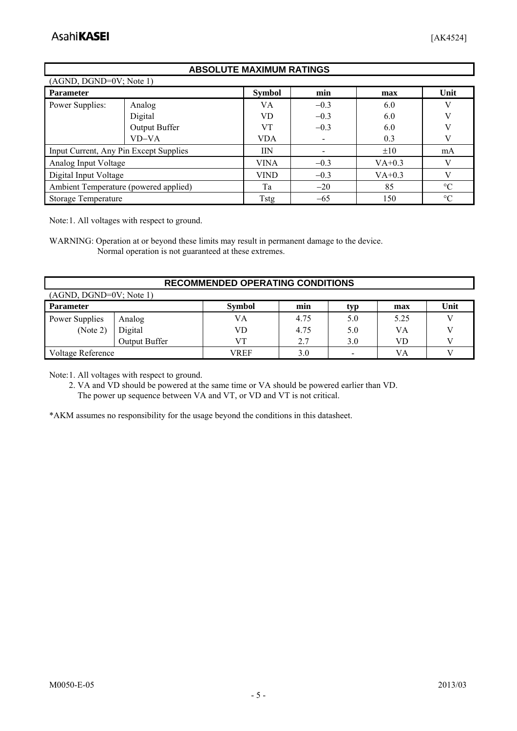## ABSOLUTE MAXIMUM RATINGS

(AGND, DGND=0V; Note 1)

| Parameter | | Symbol | min | max | Unit |
|---|---|---|---|---|---|
| Power Supplies: | Analog | VA | −0.3 | 6.0 | V |
| | Digital | VD | −0.3 | 6.0 | V |
| | Output Buffer | VT | −0.3 | 6.0 | V |
| | VD−VA | VDA | - | 0.3 | V |
| Input Current, Any Pin Except Supplies | | IIN | - | ±10 | mA |
| Analog Input Voltage | | VINA | −0.3 | VA+0.3 | V |
| Digital Input Voltage | | VIND | −0.3 | VA+0.3 | V |
| Ambient Temperature (powered applied) | | Ta | −20 | 85 | °C |
| Storage Temperature | | Tstg | −65 | 150 | °C |

Note: 1. All voltages with respect to ground.

WARNING: Operation at or beyond these limits may result in permanent damage to the device.
Normal operation is not guaranteed at these extremes.

## RECOMMENDED OPERATING CONDITIONS

(AGND, DGND=0V; Note 1)

| Parameter | | Symbol | min | typ | max | Unit |
|---|---|---|---|---|---|---|
| Power Supplies | Analog | VA | 4.75 | 5.0 | 5.25 | V |
| (Note 2) | Digital | VD | 4.75 | 5.0 | VA | V |
| | Output Buffer | VT | 2.7 | 3.0 | VD | V |
| Voltage Reference | | VREF | 3.0 | - | VA | V |

Note: 1. All voltages with respect to ground.
2. VA and VD should be powered at the same time or VA should be powered earlier than VD.
The power up sequence between VA and VT, or VD and VT is not critical.

*AKM assumes no responsibility for the usage beyond the conditions in this datasheet.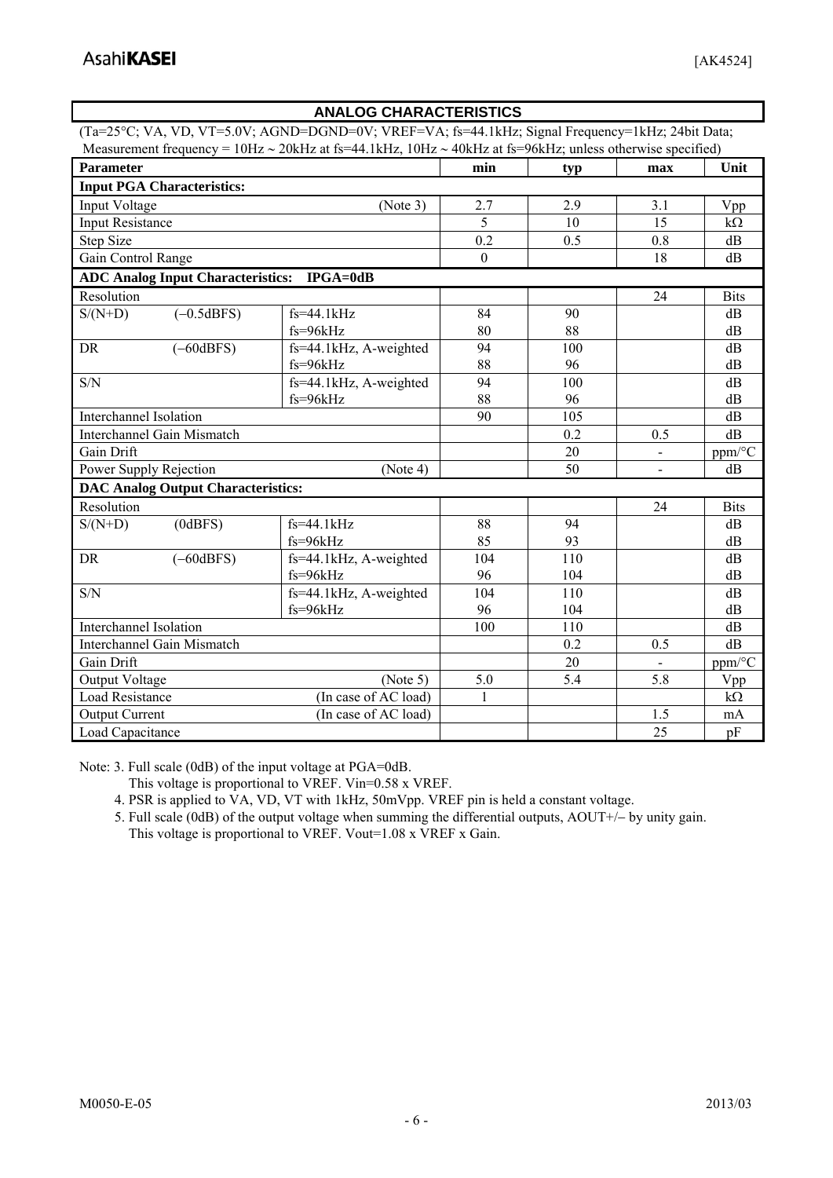## ANALOG CHARACTERISTICS

(Ta=25°C; VA, VD, VT=5.0V; AGND=DGND=0V; VREF=VA; fs=44.1kHz; Signal Frequency=1kHz; 24bit Data; Measurement frequency = 10Hz ~ 20kHz at fs=44.1kHz, 10Hz ~ 40kHz at fs=96kHz; unless otherwise specified)

| Parameter | | | min | typ | max | Unit |
|---|---|---|---|---|---|---|
| **Input PGA Characteristics:** | | | | | | |
| Input Voltage | | (Note 3) | 2.7 | 2.9 | 3.1 | Vpp |
| Input Resistance | | | 5 | 10 | 15 | kΩ |
| Step Size | | | 0.2 | 0.5 | 0.8 | dB |
| Gain Control Range | | | 0 | | 18 | dB |
| **ADC Analog Input Characteristics: IPGA=0dB** | | | | | | |
| Resolution | | | | | 24 | Bits |
| S/(N+D) | (−0.5dBFS) | fs=44.1kHz | 84 | 90 | | dB |
| | | fs=96kHz | 80 | 88 | | dB |
| DR | (−60dBFS) | fs=44.1kHz, A-weighted | 94 | 100 | | dB |
| | | fs=96kHz | 88 | 96 | | dB |
| S/N | | fs=44.1kHz, A-weighted | 94 | 100 | | dB |
| | | fs=96kHz | 88 | 96 | | dB |
| Interchannel Isolation | | | 90 | 105 | | dB |
| Interchannel Gain Mismatch | | | | 0.2 | 0.5 | dB |
| Gain Drift | | | | 20 | - | ppm/°C |
| Power Supply Rejection | | (Note 4) | | 50 | - | dB |
| **DAC Analog Output Characteristics:** | | | | | | |
| Resolution | | | | | 24 | Bits |
| S/(N+D) | (0dBFS) | fs=44.1kHz | 88 | 94 | | dB |
| | | fs=96kHz | 85 | 93 | | dB |
| DR | (−60dBFS) | fs=44.1kHz, A-weighted | 104 | 110 | | dB |
| | | fs=96kHz | 96 | 104 | | dB |
| S/N | | fs=44.1kHz, A-weighted | 104 | 110 | | dB |
| | | fs=96kHz | 96 | 104 | | dB |
| Interchannel Isolation | | | 100 | 110 | | dB |
| Interchannel Gain Mismatch | | | | 0.2 | 0.5 | dB |
| Gain Drift | | | | 20 | - | ppm/°C |
| Output Voltage | | (Note 5) | 5.0 | 5.4 | 5.8 | Vpp |
| Load Resistance | | (In case of AC load) | 1 | | | kΩ |
| Output Current | | (In case of AC load) | | | 1.5 | mA |
| Load Capacitance | | | | | 25 | pF |

Note: 3. Full scale (0dB) of the input voltage at PGA=0dB.
This voltage is proportional to VREF. Vin=0.58 x VREF.

4. PSR is applied to VA, VD, VT with 1kHz, 50mVpp. VREF pin is held a constant voltage.

5. Full scale (0dB) of the output voltage when summing the differential outputs, AOUT+/− by unity gain.
This voltage is proportional to VREF. Vout=1.08 x VREF x Gain.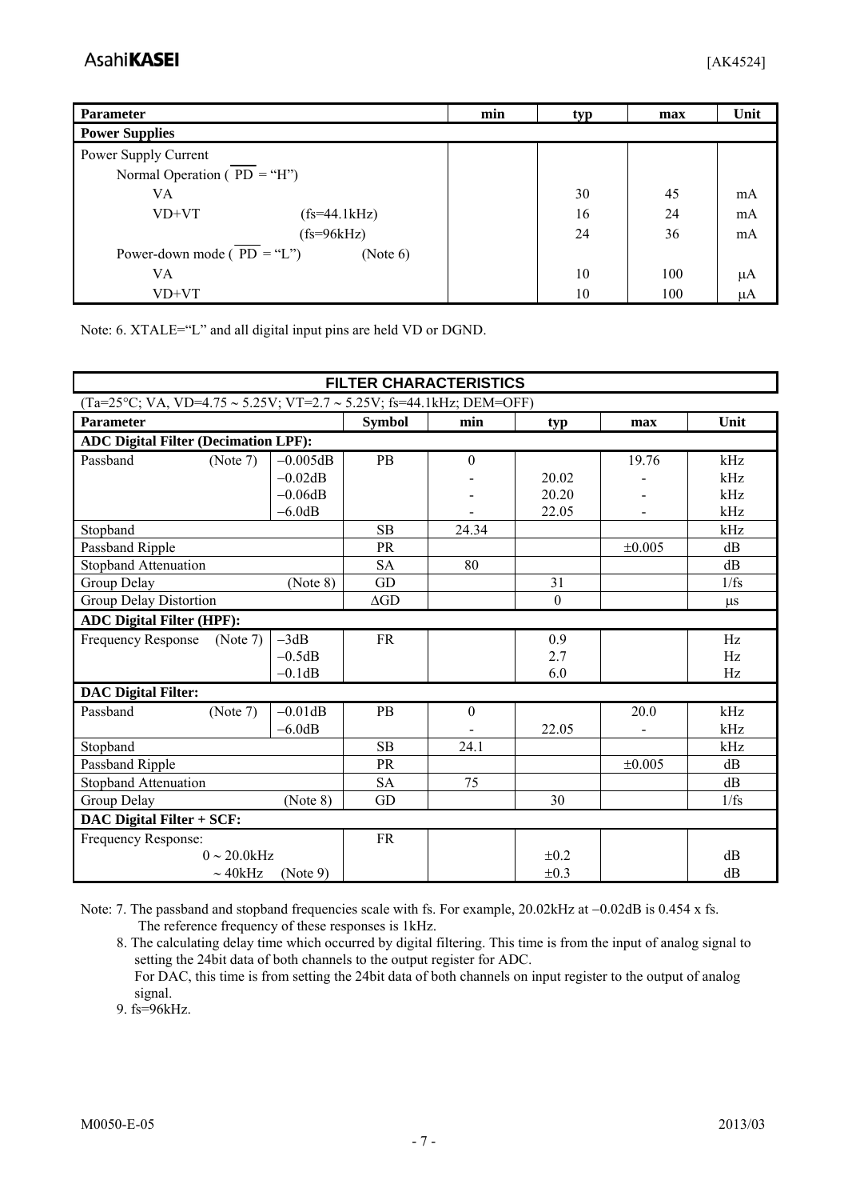| Parameter | | min | typ | max | Unit |
|---|---|---|---|---|---|
| **Power Supplies** | | | | | |
| Power Supply Current | | | | | |
| Normal Operation ( $\overline{PD}$ = "H") | | | | | |
| VA | | | 30 | 45 | mA |
| VD+VT | (fs=44.1kHz) | | 16 | 24 | mA |
| | (fs=96kHz) | | 24 | 36 | mA |
| Power-down mode ( $\overline{PD}$ = "L") | (Note 6) | | | | |
| VA | | | 10 | 100 | μA |
| VD+VT | | | 10 | 100 | μA |

Note: 6. XTALE="L" and all digital input pins are held VD or DGND.

## FILTER CHARACTERISTICS

(Ta=25°C; VA, VD=4.75 ~ 5.25V; VT=2.7 ~ 5.25V; fs=44.1kHz; DEM=OFF)

| Parameter | | Symbol | min | typ | max | Unit |
|---|---|---|---|---|---|---|
| **ADC Digital Filter (Decimation LPF):** | | | | | | |
| Passband (Note 7) | −0.005dB | PB | 0 | | 19.76 | kHz |
| | −0.02dB | | - | 20.02 | - | kHz |
| | −0.06dB | | - | 20.20 | - | kHz |
| | −6.0dB | | - | 22.05 | - | kHz |
| Stopband | | SB | 24.34 | | | kHz |
| Passband Ripple | | PR | | | ±0.005 | dB |
| Stopband Attenuation | | SA | 80 | | | dB |
| Group Delay (Note 8) | | GD | | 31 | | 1/fs |
| Group Delay Distortion | | ΔGD | | 0 | | μs |
| **ADC Digital Filter (HPF):** | | | | | | |
| Frequency Response (Note 7) | −3dB | FR | | 0.9 | | Hz |
| | −0.5dB | | | 2.7 | | Hz |
| | −0.1dB | | | 6.0 | | Hz |
| **DAC Digital Filter:** | | | | | | |
| Passband (Note 7) | −0.01dB | PB | 0 | | 20.0 | kHz |
| | −6.0dB | | - | 22.05 | - | kHz |
| Stopband | | SB | 24.1 | | | kHz |
| Passband Ripple | | PR | | | ±0.005 | dB |
| Stopband Attenuation | | SA | 75 | | | dB |
| Group Delay (Note 8) | | GD | | 30 | | 1/fs |
| **DAC Digital Filter + SCF:** | | | | | | |
| Frequency Response: | | FR | | | | |
| 0 ~ 20.0kHz | | | | ±0.2 | | dB |
| ~ 40kHz (Note 9) | | | | ±0.3 | | dB |

Note: 7. The passband and stopband frequencies scale with fs. For example, 20.02kHz at −0.02dB is 0.454 x fs. The reference frequency of these responses is 1kHz.

8. The calculating delay time which occurred by digital filtering. This time is from the input of analog signal to setting the 24bit data of both channels to the output register for ADC.
For DAC, this time is from setting the 24bit data of both channels on input register to the output of analog signal.

9. fs=96kHz.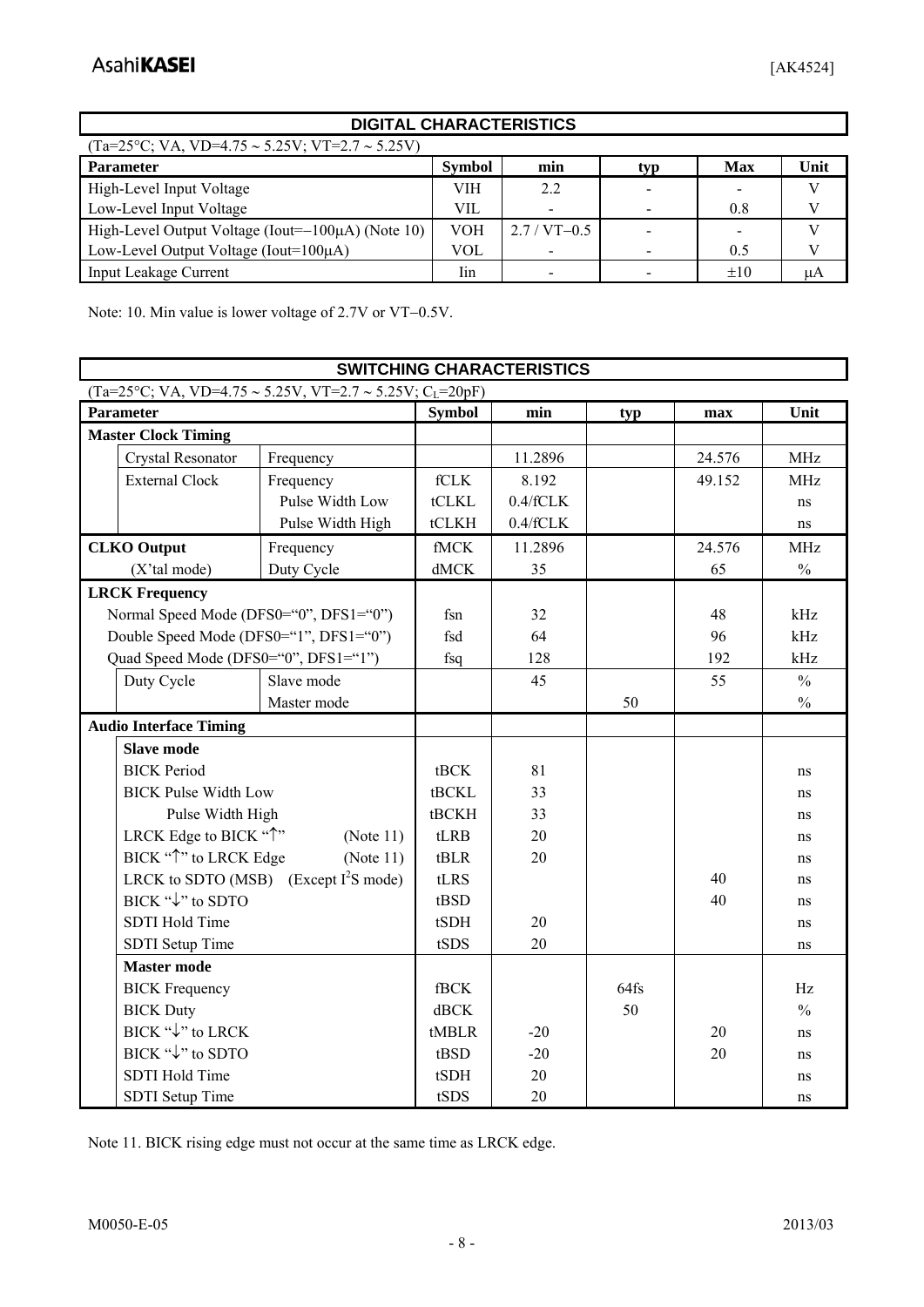## DIGITAL CHARACTERISTICS

(Ta=25°C; VA, VD=4.75 ~ 5.25V; VT=2.7 ~ 5.25V)

| Parameter | Symbol | min | typ | Max | Unit |
|---|---|---|---|---|---|
| High-Level Input Voltage | VIH | 2.2 | - | - | V |
| Low-Level Input Voltage | VIL | - | - | 0.8 | V |
| High-Level Output Voltage (Iout=−100μA) (Note 10) | VOH | 2.7 / VT−0.5 | - | - | V |
| Low-Level Output Voltage (Iout=100μA) | VOL | - | - | 0.5 | V |
| Input Leakage Current | Iin | - | - | ±10 | μA |

Note: 10. Min value is lower voltage of 2.7V or VT−0.5V.

## SWITCHING CHARACTERISTICS

(Ta=25°C; VA, VD=4.75 ~ 5.25V, VT=2.7 ~ 5.25V; $C_L$=20pF)

| Parameter | | Symbol | min | typ | max | Unit |
|---|---|---|---|---|---|---|
| **Master Clock Timing** | | | | | | |
| Crystal Resonator | Frequency | | 11.2896 | | 24.576 | MHz |
| External Clock | Frequency | fCLK | 8.192 | | 49.152 | MHz |
| | Pulse Width Low | tCLKL | 0.4/fCLK | | | ns |
| | Pulse Width High | tCLKH | 0.4/fCLK | | | ns |
| **CLKO Output** | Frequency | fMCK | 11.2896 | | 24.576 | MHz |
| (X'tal mode) | Duty Cycle | dMCK | 35 | | 65 | % |
| **LRCK Frequency** | | | | | | |
| Normal Speed Mode (DFS0="0", DFS1="0") | | fsn | 32 | | 48 | kHz |
| Double Speed Mode (DFS0="1", DFS1="0") | | fsd | 64 | | 96 | kHz |
| Quad Speed Mode (DFS0="0", DFS1="1") | | fsq | 128 | | 192 | kHz |
| Duty Cycle | Slave mode | | 45 | | 55 | % |
| | Master mode | | | 50 | | % |
| **Audio Interface Timing** | | | | | | |
| **Slave mode** | | | | | | |
| BICK Period | | tBCK | 81 | | | ns |
| BICK Pulse Width Low | | tBCKL | 33 | | | ns |
| Pulse Width High | | tBCKH | 33 | | | ns |
| LRCK Edge to BICK "↑" (Note 11) | | tLRB | 20 | | | ns |
| BICK "↑" to LRCK Edge (Note 11) | | tBLR | 20 | | | ns |
| LRCK to SDTO (MSB) (Except $I^2S$ mode) | | tLRS | | | 40 | ns |
| BICK "↓" to SDTO | | tBSD | | | 40 | ns |
| SDTI Hold Time | | tSDH | 20 | | | ns |
| SDTI Setup Time | | tSDS | 20 | | | ns |
| **Master mode** | | | | | | |
| BICK Frequency | | fBCK | | 64fs | | Hz |
| BICK Duty | | dBCK | | 50 | | % |
| BICK "↓" to LRCK | | tMBLR | -20 | | 20 | ns |
| BICK "↓" to SDTO | | tBSD | -20 | | 20 | ns |
| SDTI Hold Time | | tSDH | 20 | | | ns |
| SDTI Setup Time | | tSDS | 20 | | | ns |

Note 11. BICK rising edge must not occur at the same time as LRCK edge.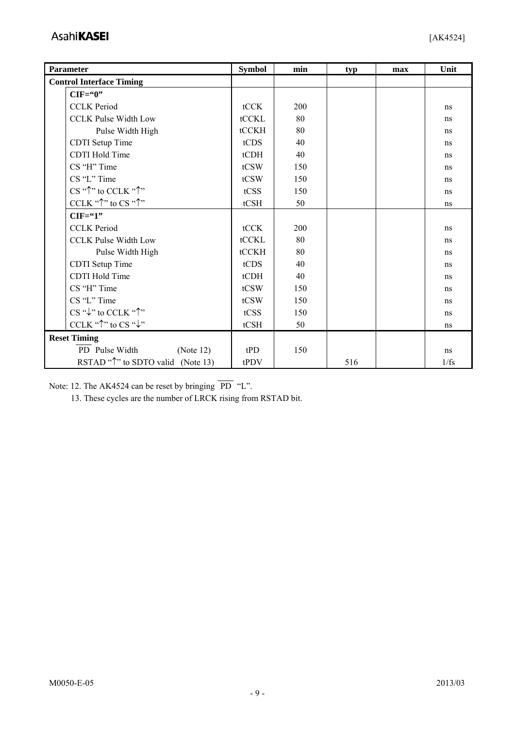| Parameter | Symbol | min | typ | max | Unit |
|---|---|---|---|---|---|
| **Control Interface Timing** | | | | | |
| **CIF="0"** | | | | | |
| CCLK Period | tCCK | 200 | | | ns |
| CCLK Pulse Width Low | tCCKL | 80 | | | ns |
| Pulse Width High | tCCKH | 80 | | | ns |
| CDTI Setup Time | tCDS | 40 | | | ns |
| CDTI Hold Time | tCDH | 40 | | | ns |
| CS "H" Time | tCSW | 150 | | | ns |
| CS "L" Time | tCSW | 150 | | | ns |
| CS "↑" to CCLK "↑" | tCSS | 150 | | | ns |
| CCLK "↑" to CS "↑" | tCSH | 50 | | | ns |
| **CIF="1"** | | | | | |
| CCLK Period | tCCK | 200 | | | ns |
| CCLK Pulse Width Low | tCCKL | 80 | | | ns |
| Pulse Width High | tCCKH | 80 | | | ns |
| CDTI Setup Time | tCDS | 40 | | | ns |
| CDTI Hold Time | tCDH | 40 | | | ns |
| CS "H" Time | tCSW | 150 | | | ns |
| CS "L" Time | tCSW | 150 | | | ns |
| CS "↓" to CCLK "↑" | tCSS | 150 | | | ns |
| CCLK "↑" to CS "↓" | tCSH | 50 | | | ns |
| **Reset Timing** | | | | | |
| $\overline{PD}$ Pulse Width (Note 12) | tPD | 150 | | | ns |
| RSTAD "↑" to SDTO valid (Note 13) | tPDV | | 516 | | 1/fs |

Note: 12. The AK4524 can be reset by bringing $\overline{PD}$ "L".

13. These cycles are the number of LRCK rising from RSTAD bit.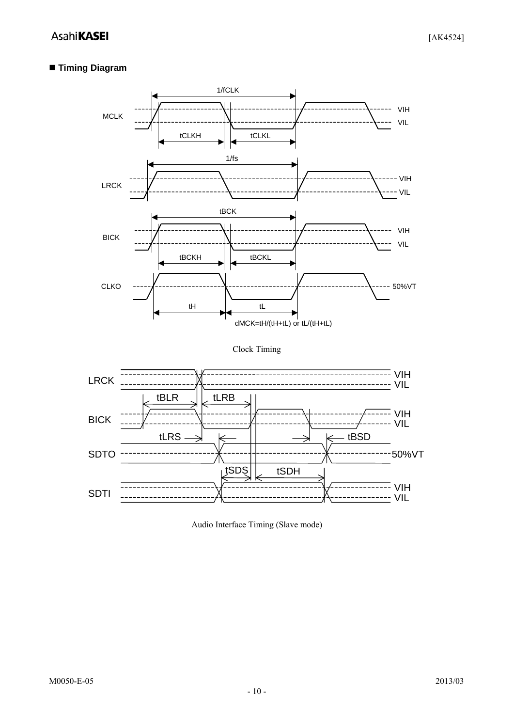## ■ Timing Diagram

1/fCLK

MCLK

VIH

VIL

tCLKH

tCLKL

1/fs

LRCK

VIH

VIL

tBCK

BICK

VIH

VIL

tBCKH

tBCKL

CLKO

50%VT

tH

tL

dMCK=tH/(tH+tL) or tL/(tH+tL)

Clock Timing

LRCK

VIH

VIL

tBLR

tLRB

BICK

VIH

VIL

tLRS

tBSD

SDTO

50%VT

tSDS

tSDH

SDTI

VIH

VIL

Audio Interface Timing (Slave mode)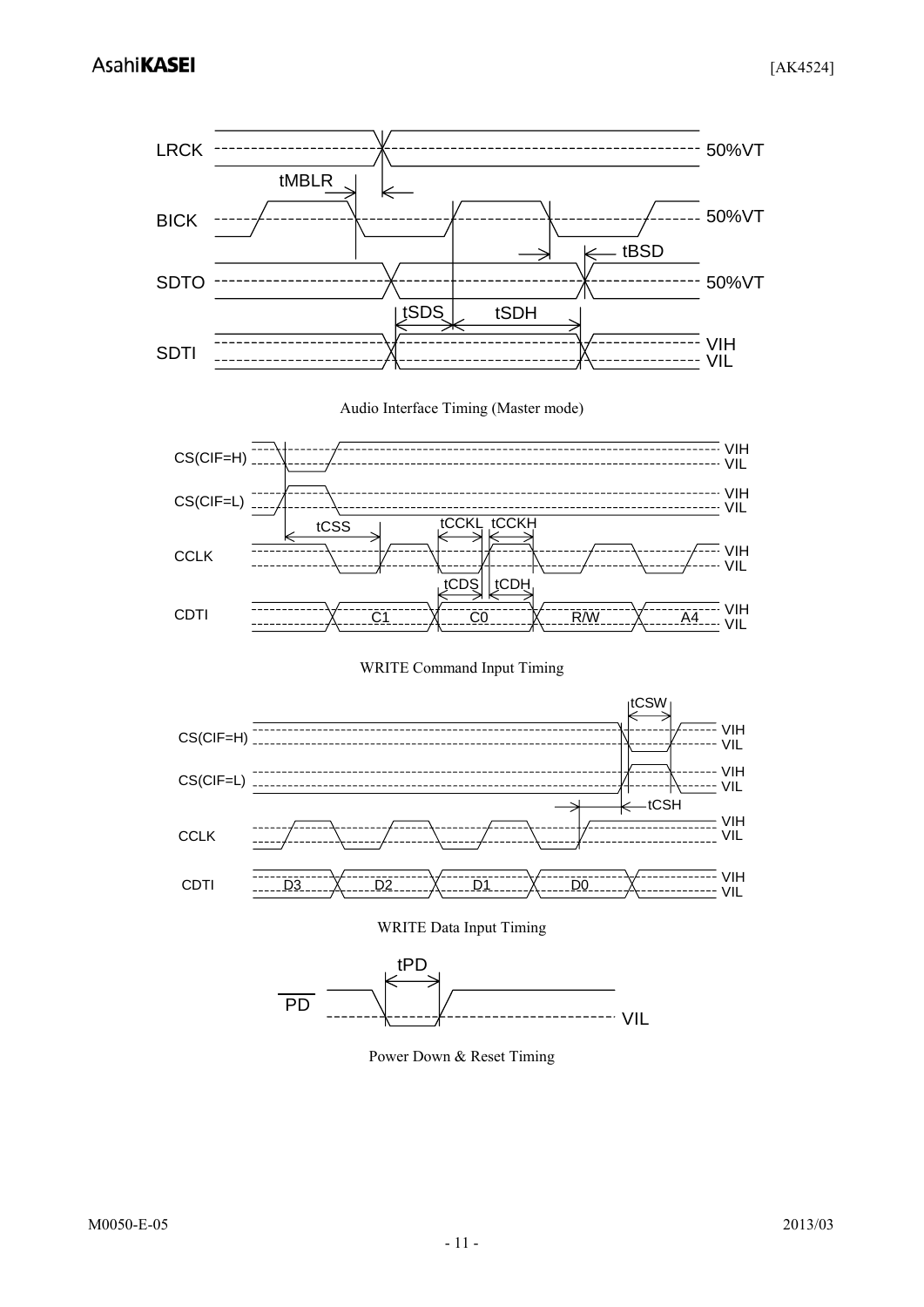LRCK
50%VT
tMBLR
BICK
50%VT
tBSD
SDTO
50%VT
tSDS
tSDH
SDTI
VIH
VIL

Audio Interface Timing (Master mode)

CS(CIF=H)
VIH
VIL
CS(CIF=L)
VIH
VIL
tCSS
tCCKL
tCCKH
CCLK
VIH
VIL
tCDS
tCDH
CDTI
C1
C0
R/W
A4
VIH
VIL

WRITE Command Input Timing

tCSW
CS(CIF=H)
VIH
VIL
CS(CIF=L)
VIH
VIL
tCSH
CCLK
VIH
VIL
CDTI
D3
D2
D1
D0
VIH
VIL

WRITE Data Input Timing

tPD
PD
VIL

Power Down & Reset Timing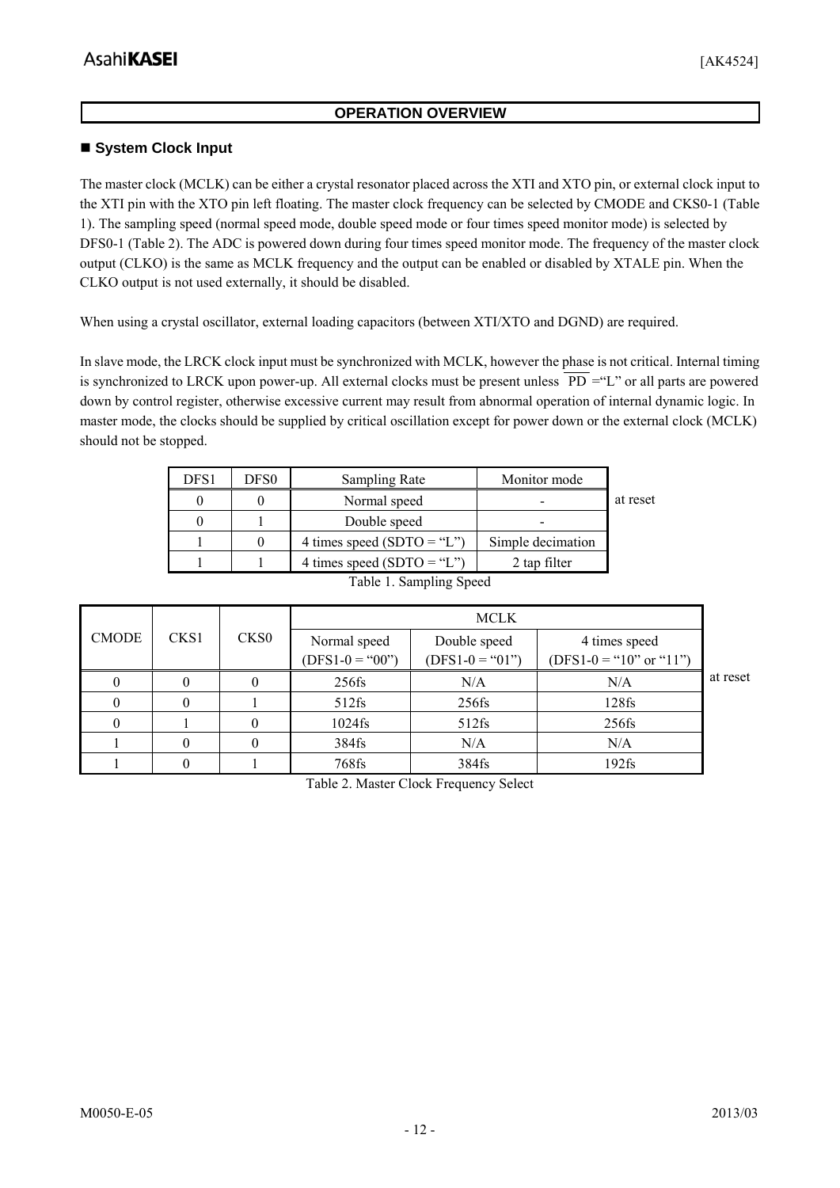## OPERATION OVERVIEW

### ■ System Clock Input

The master clock (MCLK) can be either a crystal resonator placed across the XTI and XTO pin, or external clock input to the XTI pin with the XTO pin left floating. The master clock frequency can be selected by CMODE and CKS0-1 (Table 1). The sampling speed (normal speed mode, double speed mode or four times speed monitor mode) is selected by DFS0-1 (Table 2). The ADC is powered down during four times speed monitor mode. The frequency of the master clock output (CLKO) is the same as MCLK frequency and the output can be enabled or disabled by XTALE pin. When the CLKO output is not used externally, it should be disabled.

When using a crystal oscillator, external loading capacitors (between XTI/XTO and DGND) are required.

In slave mode, the LRCK clock input must be synchronized with MCLK, however the phase is not critical. Internal timing is synchronized to LRCK upon power-up. All external clocks must be present unless $\overline{PD}$ ="L" or all parts are powered down by control register, otherwise excessive current may result from abnormal operation of internal dynamic logic. In master mode, the clocks should be supplied by critical oscillation except for power down or the external clock (MCLK) should not be stopped.

| DFS1 | DFS0 | Sampling Rate | Monitor mode | |
|---|---|---|---|---|
| 0 | 0 | Normal speed | - | at reset |
| 0 | 1 | Double speed | - | |
| 1 | 0 | 4 times speed (SDTO = "L") | Simple decimation | |
| 1 | 1 | 4 times speed (SDTO = "L") | 2 tap filter | |

Table 1. Sampling Speed

| CMODE | CKS1 | CKS0 | MCLK | | | |
|---|---|---|---|---|---|---|
| | | | Normal speed (DFS1-0 = "00") | Double speed (DFS1-0 = "01") | 4 times speed (DFS1-0 = "10" or "11") | |
| 0 | 0 | 0 | 256fs | N/A | N/A | at reset |
| 0 | 0 | 1 | 512fs | 256fs | 128fs | |
| 0 | 1 | 0 | 1024fs | 512fs | 256fs | |
| 1 | 0 | 0 | 384fs | N/A | N/A | |
| 1 | 0 | 1 | 768fs | 384fs | 192fs | |

Table 2. Master Clock Frequency Select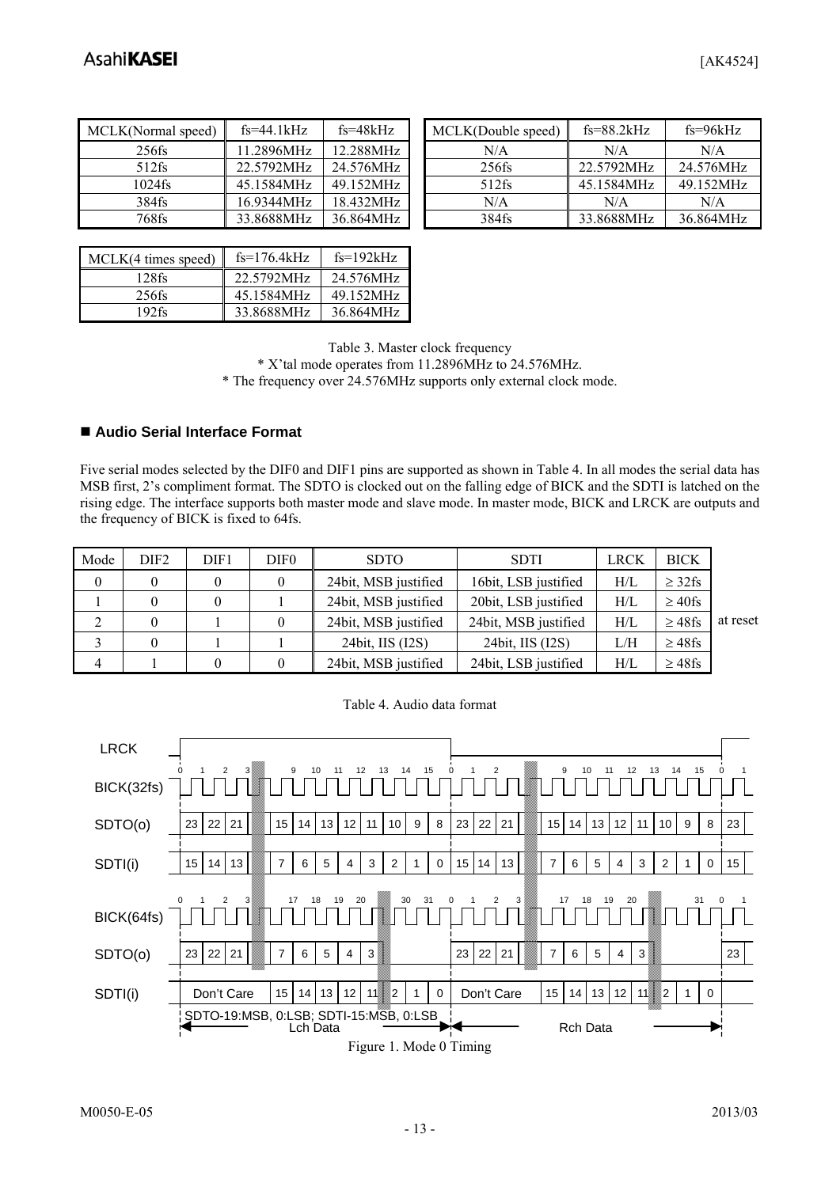| MCLK(Normal speed) | fs=44.1kHz | fs=48kHz |
|---|---|---|
| 256fs | 11.2896MHz | 12.288MHz |
| 512fs | 22.5792MHz | 24.576MHz |
| 1024fs | 45.1584MHz | 49.152MHz |
| 384fs | 16.9344MHz | 18.432MHz |
| 768fs | 33.8688MHz | 36.864MHz |

| MCLK(Double speed) | fs=88.2kHz | fs=96kHz |
|---|---|---|
| N/A | N/A | N/A |
| 256fs | 22.5792MHz | 24.576MHz |
| 512fs | 45.1584MHz | 49.152MHz |
| N/A | N/A | N/A |
| 384fs | 33.8688MHz | 36.864MHz |

| MCLK(4 times speed) | fs=176.4kHz | fs=192kHz |
|---|---|---|
| 128fs | 22.5792MHz | 24.576MHz |
| 256fs | 45.1584MHz | 49.152MHz |
| 192fs | 33.8688MHz | 36.864MHz |

Table 3. Master clock frequency
* X'tal mode operates from 11.2896MHz to 24.576MHz.
* The frequency over 24.576MHz supports only external clock mode.

## ■ Audio Serial Interface Format

Five serial modes selected by the DIF0 and DIF1 pins are supported as shown in Table 4. In all modes the serial data has MSB first, 2's compliment format. The SDTO is clocked out on the falling edge of BICK and the SDTI is latched on the rising edge. The interface supports both master mode and slave mode. In master mode, BICK and LRCK are outputs and the frequency of BICK is fixed to 64fs.

| Mode | DIF2 | DIF1 | DIF0 | SDTO | SDTI | LRCK | BICK | |
|---|---|---|---|---|---|---|---|---|
| 0 | 0 | 0 | 0 | 24bit, MSB justified | 16bit, LSB justified | H/L | ≥ 32fs | |
| 1 | 0 | 0 | 1 | 24bit, MSB justified | 20bit, LSB justified | H/L | ≥ 40fs | |
| 2 | 0 | 1 | 0 | 24bit, MSB justified | 24bit, MSB justified | H/L | ≥ 48fs | at reset |
| 3 | 0 | 1 | 1 | 24bit, IIS (I2S) | 24bit, IIS (I2S) | L/H | ≥ 48fs | |
| 4 | 1 | 0 | 0 | 24bit, MSB justified | 24bit, LSB justified | H/L | ≥ 48fs | |

Table 4. Audio data format

LRCK
BICK(32fs)
SDTO(o)
SDTI(i)
BICK(64fs)
SDTO(o)
SDTI(i)
Don't Care
Don't Care
SDTO-19:MSB, 0:LSB; SDTI-15:MSB, 0:LSB
Lch Data
Rch Data

Figure 1. Mode 0 Timing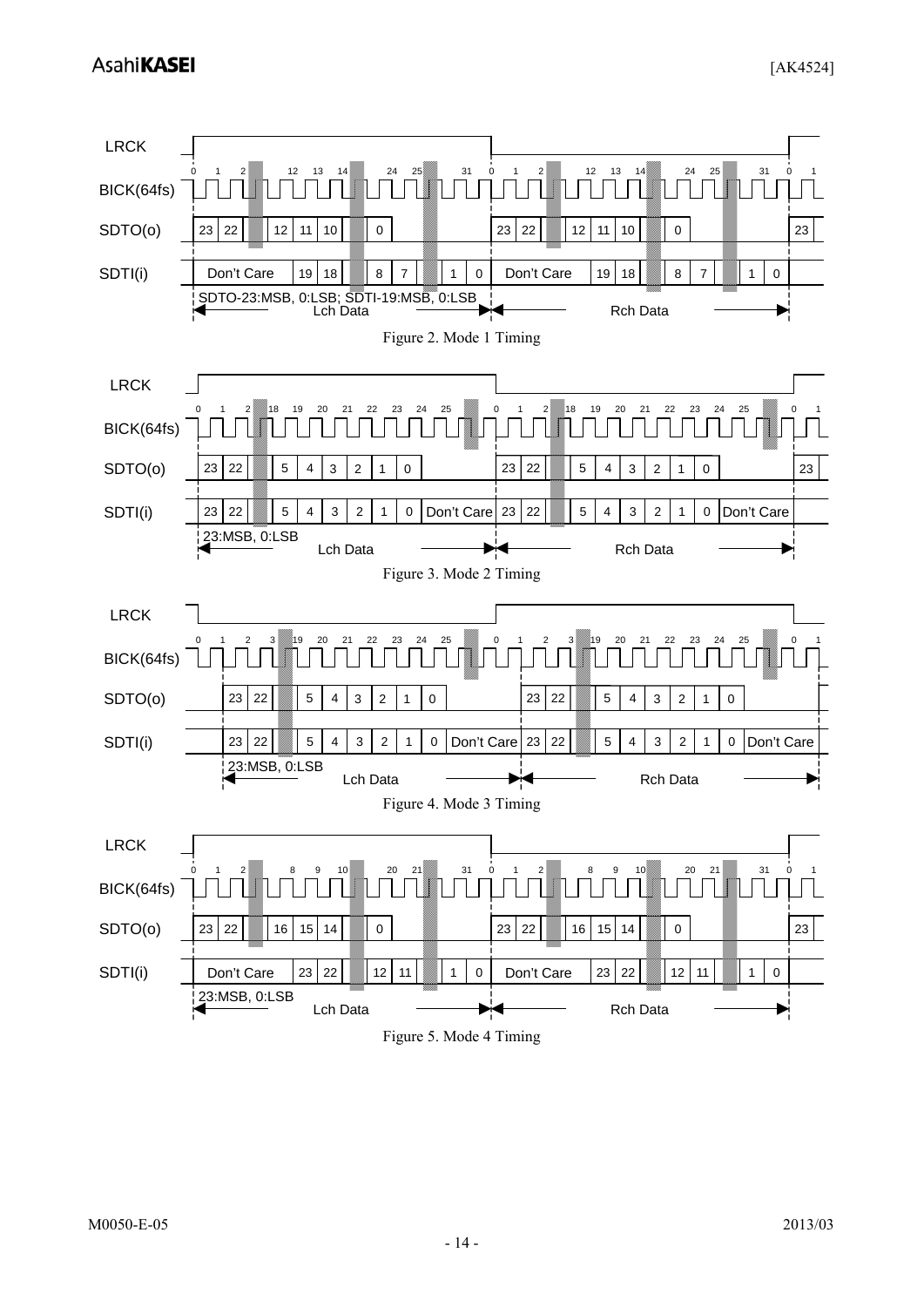LRCK

BICK(64fs)

SDTO(o)

SDTI(i)

SDTO-23:MSB, 0:LSB; SDTI-19:MSB, 0:LSB

Lch Data

Rch Data

Don't Care

Figure 2. Mode 1 Timing

LRCK

BICK(64fs)

SDTO(o)

SDTI(i)

23:MSB, 0:LSB

Lch Data

Rch Data

Don't Care

Figure 3. Mode 2 Timing

LRCK

BICK(64fs)

SDTO(o)

SDTI(i)

23:MSB, 0:LSB

Lch Data

Rch Data

Don't Care

Figure 4. Mode 3 Timing

LRCK

BICK(64fs)

SDTO(o)

SDTI(i)

23:MSB, 0:LSB

Lch Data

Rch Data

Don't Care

Figure 5. Mode 4 Timing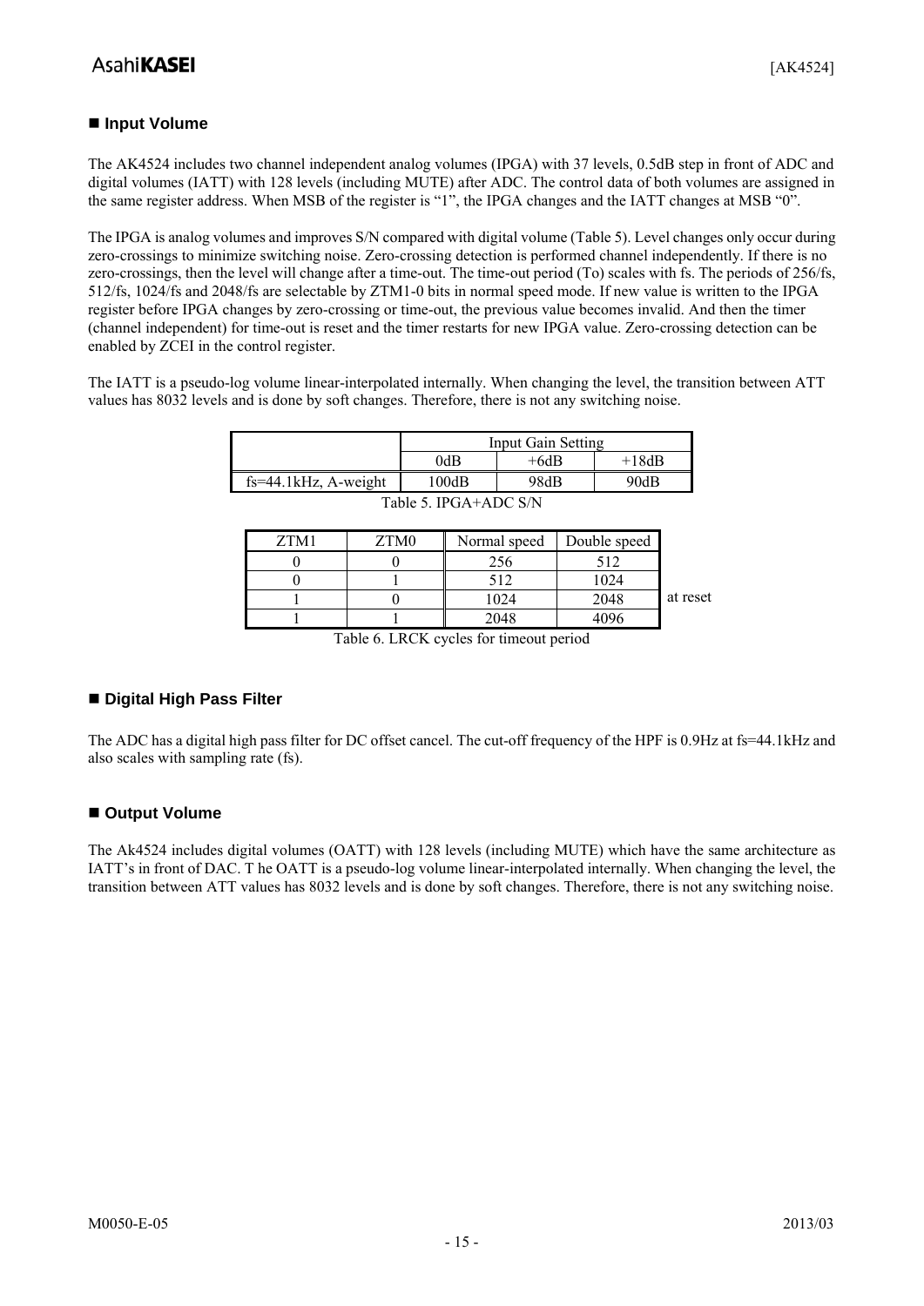## ■ Input Volume

The AK4524 includes two channel independent analog volumes (IPGA) with 37 levels, 0.5dB step in front of ADC and digital volumes (IATT) with 128 levels (including MUTE) after ADC. The control data of both volumes are assigned in the same register address. When MSB of the register is "1", the IPGA changes and the IATT changes at MSB "0".

The IPGA is analog volumes and improves S/N compared with digital volume (Table 5). Level changes only occur during zero-crossings to minimize switching noise. Zero-crossing detection is performed channel independently. If there is no zero-crossings, then the level will change after a time-out. The time-out period (To) scales with fs. The periods of 256/fs, 512/fs, 1024/fs and 2048/fs are selectable by ZTM1-0 bits in normal speed mode. If new value is written to the IPGA register before IPGA changes by zero-crossing or time-out, the previous value becomes invalid. And then the timer (channel independent) for time-out is reset and the timer restarts for new IPGA value. Zero-crossing detection can be enabled by ZCEI in the control register.

The IATT is a pseudo-log volume linear-interpolated internally. When changing the level, the transition between ATT values has 8032 levels and is done by soft changes. Therefore, there is not any switching noise.

| | Input Gain Setting | | |
|---|---|---|---|
| | 0dB | +6dB | +18dB |
| fs=44.1kHz, A-weight | 100dB | 98dB | 90dB |

Table 5. IPGA+ADC S/N

| ZTM1 | ZTM0 | Normal speed | Double speed | |
|---|---|---|---|---|
| 0 | 0 | 256 | 512 | |
| 0 | 1 | 512 | 1024 | |
| 1 | 0 | 1024 | 2048 | at reset |
| 1 | 1 | 2048 | 4096 | |

Table 6. LRCK cycles for timeout period

## ■ Digital High Pass Filter

The ADC has a digital high pass filter for DC offset cancel. The cut-off frequency of the HPF is 0.9Hz at fs=44.1kHz and also scales with sampling rate (fs).

## ■ Output Volume

The Ak4524 includes digital volumes (OATT) with 128 levels (including MUTE) which have the same architecture as IATT's in front of DAC. T he OATT is a pseudo-log volume linear-interpolated internally. When changing the level, the transition between ATT values has 8032 levels and is done by soft changes. Therefore, there is not any switching noise.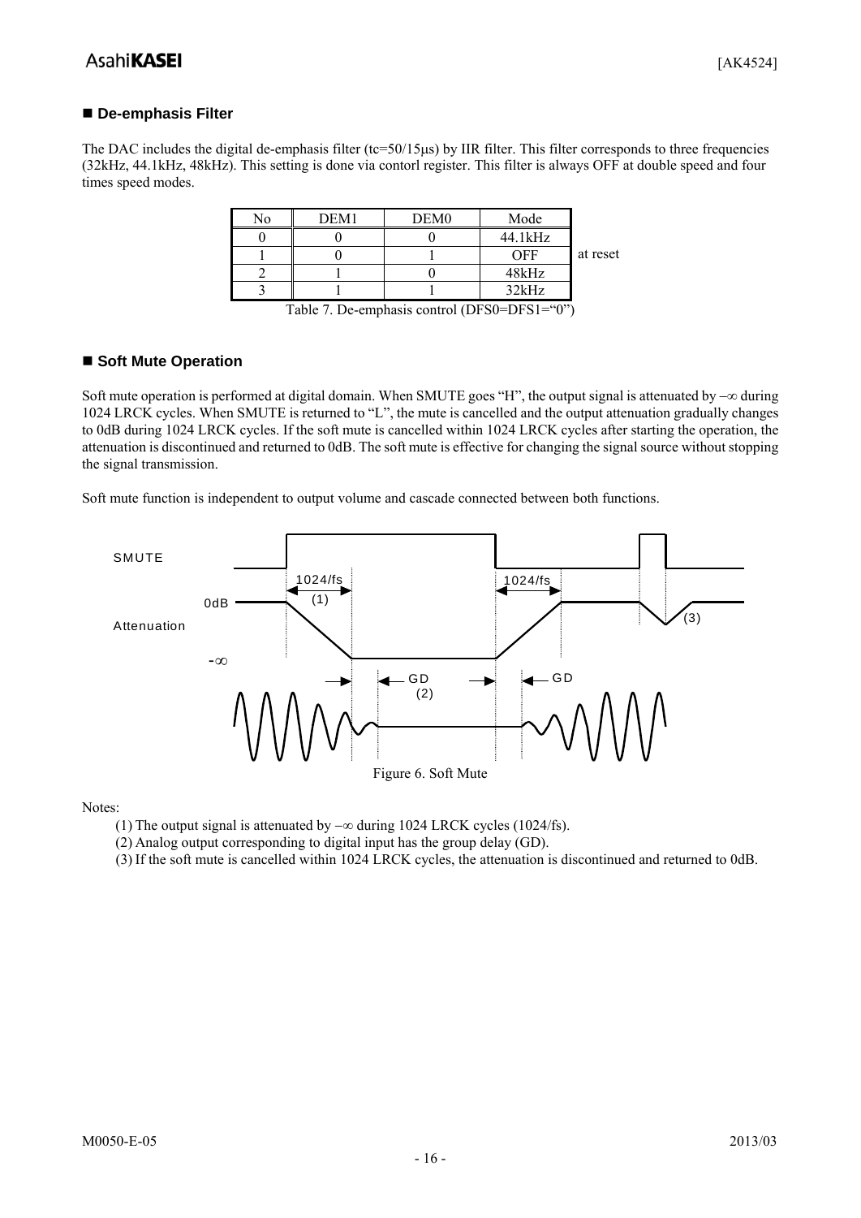## ■ De-emphasis Filter

The DAC includes the digital de-emphasis filter (tc=50/15μs) by IIR filter. This filter corresponds to three frequencies (32kHz, 44.1kHz, 48kHz). This setting is done via contorl register. This filter is always OFF at double speed and four times speed modes.

| No | DEM1 | DEM0 | Mode | |
|---|---|---|---|---|
| 0 | 0 | 0 | 44.1kHz | |
| 1 | 0 | 1 | OFF | at reset |
| 2 | 1 | 0 | 48kHz | |
| 3 | 1 | 1 | 32kHz | |

Table 7. De-emphasis control (DFS0=DFS1="0")

## ■ Soft Mute Operation

Soft mute operation is performed at digital domain. When SMUTE goes "H", the output signal is attenuated by $-\infty$ during 1024 LRCK cycles. When SMUTE is returned to "L", the mute is cancelled and the output attenuation gradually changes to 0dB during 1024 LRCK cycles. If the soft mute is cancelled within 1024 LRCK cycles after starting the operation, the attenuation is discontinued and returned to 0dB. The soft mute is effective for changing the signal source without stopping the signal transmission.

Soft mute function is independent to output volume and cascade connected between both functions.

SMUTE

1024/fs

(1)

1024/fs

0dB

Attenuation

(3)

$-\infty$

GD

(2)

GD

Figure 6. Soft Mute

Notes:

(1) The output signal is attenuated by $-\infty$ during 1024 LRCK cycles (1024/fs).

(2) Analog output corresponding to digital input has the group delay (GD).

(3) If the soft mute is cancelled within 1024 LRCK cycles, the attenuation is discontinued and returned to 0dB.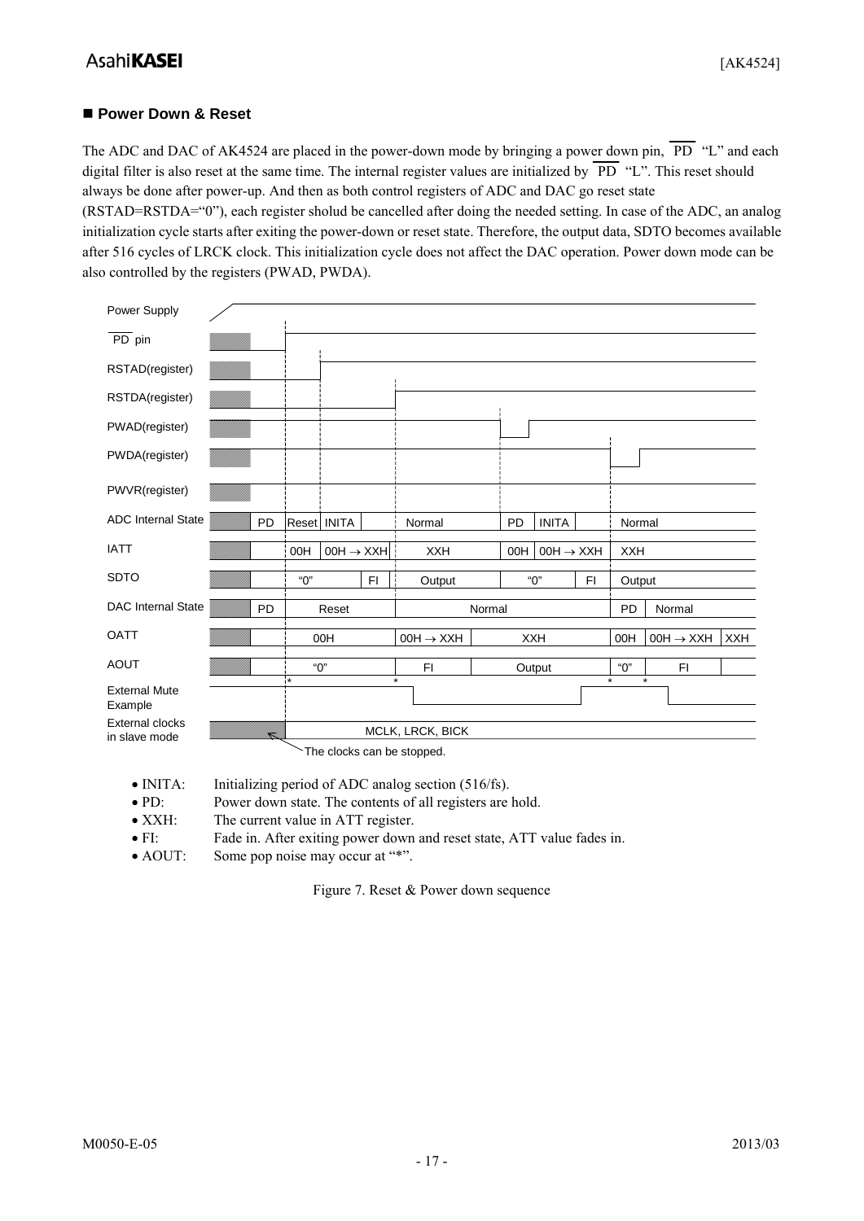## ■ Power Down & Reset

The ADC and DAC of AK4524 are placed in the power-down mode by bringing a power down pin, $\overline{\text{PD}}$ "L" and each digital filter is also reset at the same time. The internal register values are initialized by $\overline{\text{PD}}$ "L". This reset should always be done after power-up. And then as both control registers of ADC and DAC go reset state (RSTAD=RSTDA="0"), each register sholud be cancelled after doing the needed setting. In case of the ADC, an analog initialization cycle starts after exiting the power-down or reset state. Therefore, the output data, SDTO becomes available after 516 cycles of LRCK clock. This initialization cycle does not affect the DAC operation. Power down mode can be also controlled by the registers (PWAD, PWDA).

Power Supply
PD pin
RSTAD(register)
RSTDA(register)
PWAD(register)
PWDA(register)
PWVR(register)
ADC Internal State: PD | Reset | INITA | Normal | PD | INITA | Normal
IATT: 00H | 00H → XXH | XXH | 00H | 00H → XXH | XXH
SDTO: "0" | FI | Output | "0" | FI | Output
DAC Internal State: PD | Reset | Normal | PD | Normal
OATT: 00H | 00H → XXH | XXH | 00H | 00H → XXH | XXH
AOUT: "0" | FI | Output | "0" | FI
External Mute Example
External clocks in slave mode: MCLK, LRCK, BICK
The clocks can be stopped.

- INITA: Initializing period of ADC analog section (516/fs).
- PD: Power down state. The contents of all registers are hold.
- XXH: The current value in ATT register.
- FI: Fade in. After exiting power down and reset state, ATT value fades in.
- AOUT: Some pop noise may occur at "*".

Figure 7. Reset & Power down sequence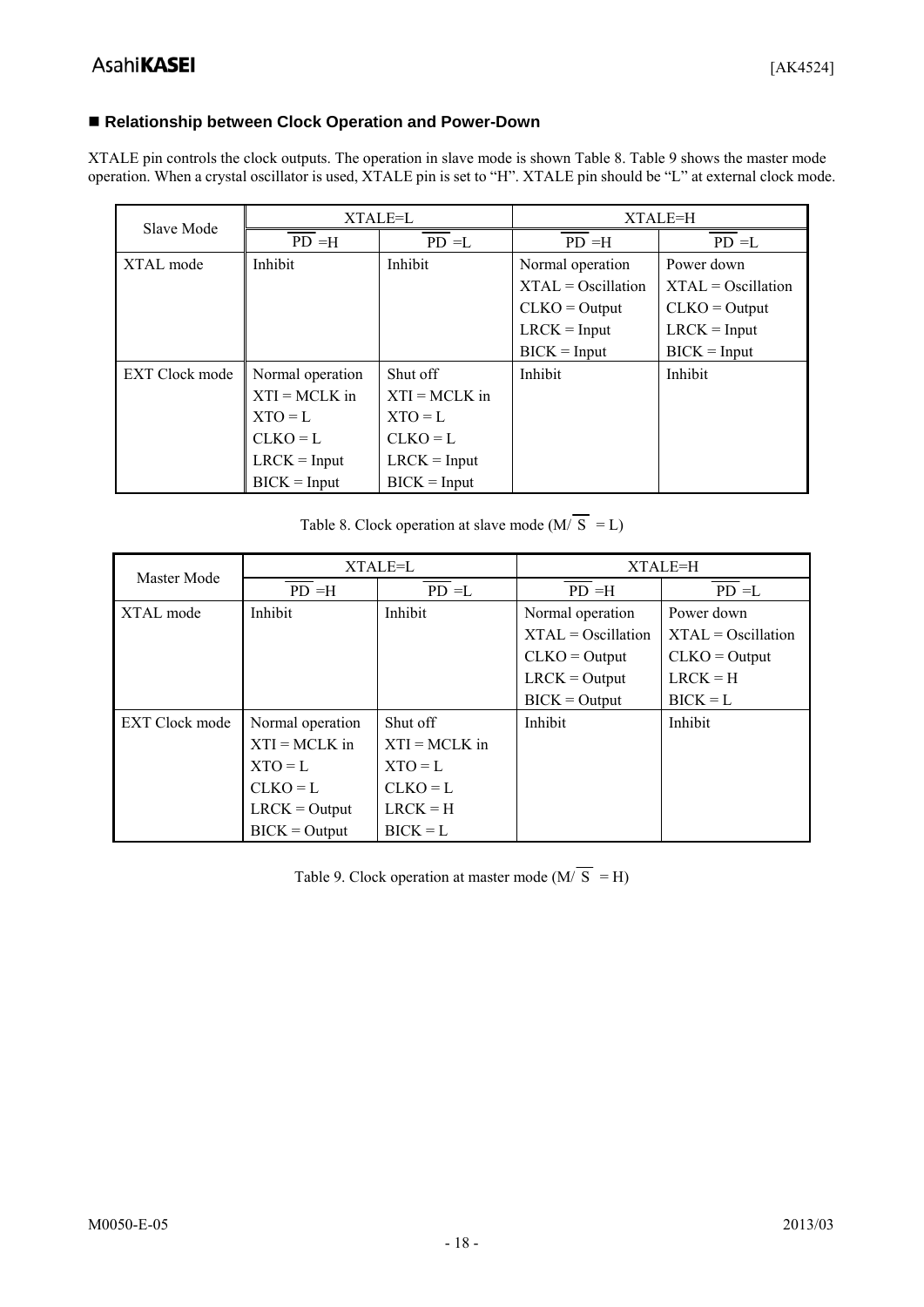## ■ Relationship between Clock Operation and Power-Down

XTALE pin controls the clock outputs. The operation in slave mode is shown Table 8. Table 9 shows the master mode operation. When a crystal oscillator is used, XTALE pin is set to "H". XTALE pin should be "L" at external clock mode.

| Slave Mode | XTALE=L | | XTALE=H | |
|---|---|---|---|---|
| | $\overline{PD}$ =H | $\overline{PD}$ =L | $\overline{PD}$ =H | $\overline{PD}$ =L |
| XTAL mode | Inhibit | Inhibit | Normal operation<br>XTAL = Oscillation<br>CLKO = Output<br>LRCK = Input<br>BICK = Input | Power down<br>XTAL = Oscillation<br>CLKO = Output<br>LRCK = Input<br>BICK = Input |
| EXT Clock mode | Normal operation<br>XTI = MCLK in<br>XTO = L<br>CLKO = L<br>LRCK = Input<br>BICK = Input | Shut off<br>XTI = MCLK in<br>XTO = L<br>CLKO = L<br>LRCK = Input<br>BICK = Input | Inhibit | Inhibit |

Table 8. Clock operation at slave mode (M/$\overline{S}$ = L)

| Master Mode | XTALE=L | | XTALE=H | |
|---|---|---|---|---|
| | $\overline{PD}$ =H | $\overline{PD}$ =L | $\overline{PD}$ =H | $\overline{PD}$ =L |
| XTAL mode | Inhibit | Inhibit | Normal operation<br>XTAL = Oscillation<br>CLKO = Output<br>LRCK = Output<br>BICK = Output | Power down<br>XTAL = Oscillation<br>CLKO = Output<br>LRCK = H<br>BICK = L |
| EXT Clock mode | Normal operation<br>XTI = MCLK in<br>XTO = L<br>CLKO = L<br>LRCK = Output<br>BICK = Output | Shut off<br>XTI = MCLK in<br>XTO = L<br>CLKO = L<br>LRCK = H<br>BICK = L | Inhibit | Inhibit |

Table 9. Clock operation at master mode (M/$\overline{S}$ = H)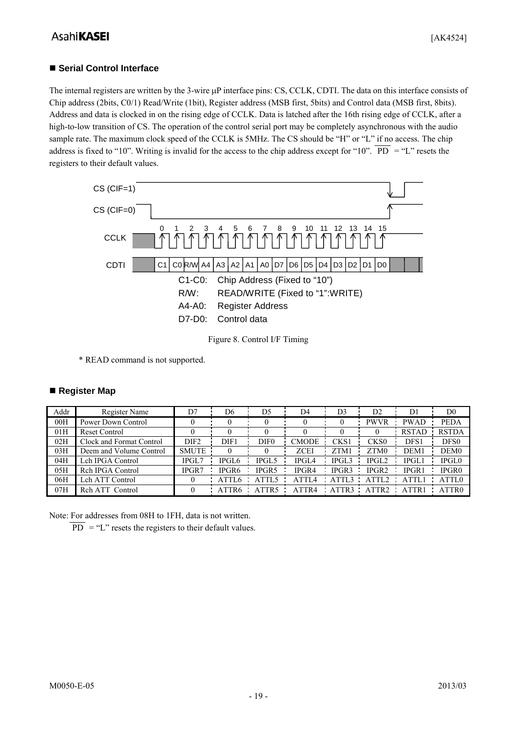## ■ Serial Control Interface

The internal registers are written by the 3-wire μP interface pins: CS, CCLK, CDTI. The data on this interface consists of Chip address (2bits, C0/1) Read/Write (1bit), Register address (MSB first, 5bits) and Control data (MSB first, 8bits). Address and data is clocked in on the rising edge of CCLK. Data is latched after the 16th rising edge of CCLK, after a high-to-low transition of CS. The operation of the control serial port may be completely asynchronous with the audio sample rate. The maximum clock speed of the CCLK is 5MHz. The CS should be "H" or "L" if no access. The chip address is fixed to "10". Writing is invalid for the access to the chip address except for "10". $\overline{PD}$ = "L" resets the registers to their default values.

CS (CIF=1)

CS (CIF=0)

CCLK

0 1 2 3 4 5 6 7 8 9 10 11 12 13 14 15

CDTI

C1 C0 R/W A4 A3 A2 A1 A0 D7 D6 D5 D4 D3 D2 D1 D0

C1-C0: Chip Address (Fixed to "10")

R/W: READ/WRITE (Fixed to "1":WRITE)

A4-A0: Register Address

D7-D0: Control data

Figure 8. Control I/F Timing

\* READ command is not supported.

## ■ Register Map

| Addr | Register Name | D7 | D6 | D5 | D4 | D3 | D2 | D1 | D0 |
|---|---|---|---|---|---|---|---|---|---|
| 00H | Power Down Control | 0 | 0 | 0 | 0 | 0 | PWVR | PWAD | PEDA |
| 01H | Reset Control | 0 | 0 | 0 | 0 | 0 | 0 | RSTAD | RSTDA |
| 02H | Clock and Format Control | DIF2 | DIF1 | DIF0 | CMODE | CKS1 | CKS0 | DFS1 | DFS0 |
| 03H | Deem and Volume Control | SMUTE | 0 | 0 | ZCEI | ZTM1 | ZTM0 | DEM1 | DEM0 |
| 04H | Lch IPGA Control | IPGL7 | IPGL6 | IPGL5 | IPGL4 | IPGL3 | IPGL2 | IPGL1 | IPGL0 |
| 05H | Rch IPGA Control | IPGR7 | IPGR6 | IPGR5 | IPGR4 | IPGR3 | IPGR2 | IPGR1 | IPGR0 |
| 06H | Lch ATT Control | 0 | ATTL6 | ATTL5 | ATTL4 | ATTL3 | ATTL2 | ATTL1 | ATTL0 |
| 07H | Rch ATT Control | 0 | ATTR6 | ATTR5 | ATTR4 | ATTR3 | ATTR2 | ATTR1 | ATTR0 |

Note: For addresses from 08H to 1FH, data is not written.

$\overline{PD}$ = "L" resets the registers to their default values.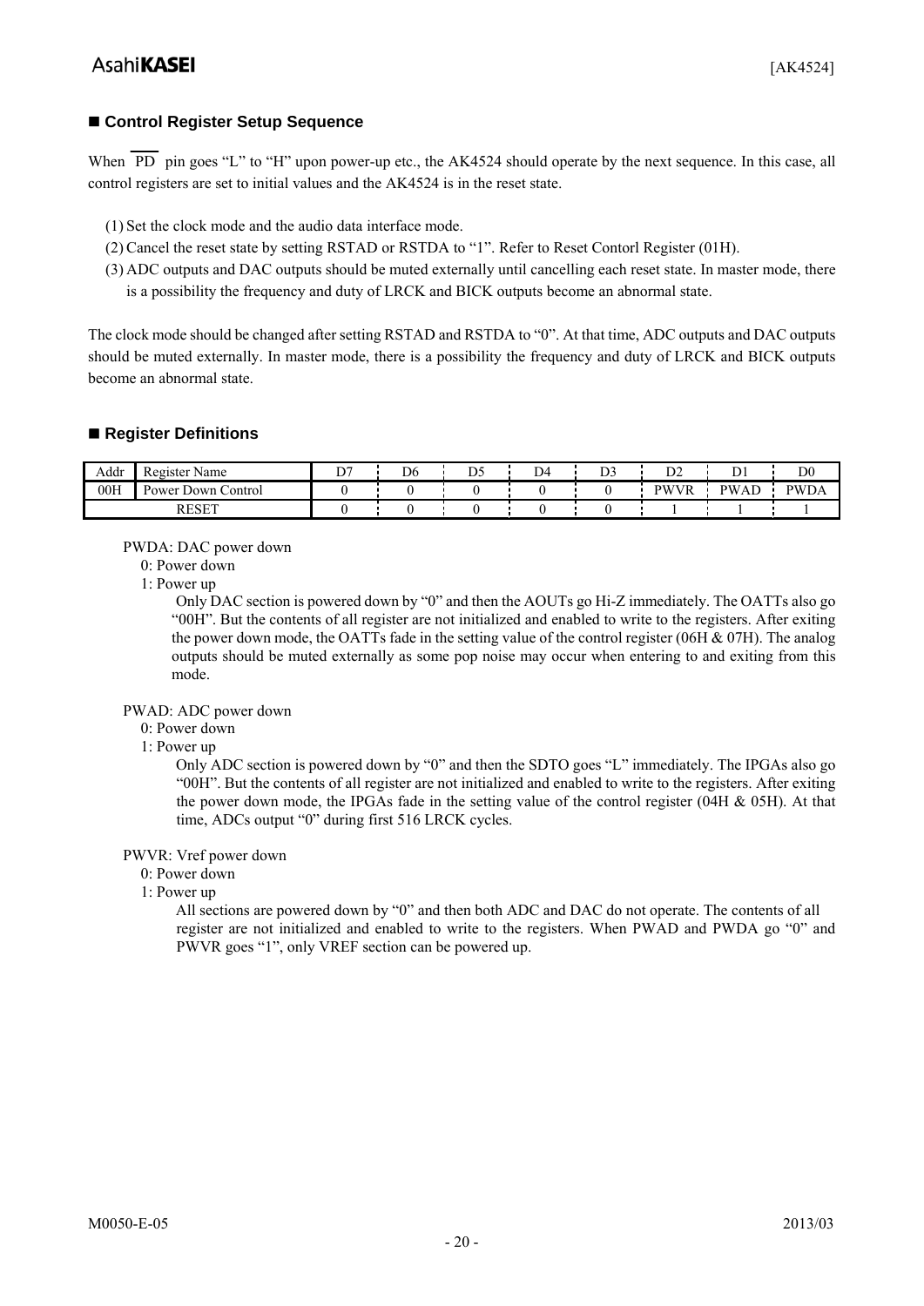## ■ Control Register Setup Sequence

When $\overline{PD}$ pin goes "L" to "H" upon power-up etc., the AK4524 should operate by the next sequence. In this case, all control registers are set to initial values and the AK4524 is in the reset state.

(1) Set the clock mode and the audio data interface mode.
(2) Cancel the reset state by setting RSTAD or RSTDA to "1". Refer to Reset Contorl Register (01H).
(3) ADC outputs and DAC outputs should be muted externally until cancelling each reset state. In master mode, there is a possibility the frequency and duty of LRCK and BICK outputs become an abnormal state.

The clock mode should be changed after setting RSTAD and RSTDA to "0". At that time, ADC outputs and DAC outputs should be muted externally. In master mode, there is a possibility the frequency and duty of LRCK and BICK outputs become an abnormal state.

## ■ Register Definitions

| Addr | Register Name | D7 | D6 | D5 | D4 | D3 | D2 | D1 | D0 |
|---|---|---|---|---|---|---|---|---|---|
| 00H | Power Down Control | 0 | 0 | 0 | 0 | 0 | PWVR | PWAD | PWDA |
| RESET | | 0 | 0 | 0 | 0 | 0 | 1 | 1 | 1 |

PWDA: DAC power down
- 0: Power down
- 1: Power up

Only DAC section is powered down by "0" and then the AOUTs go Hi-Z immediately. The OATTs also go "00H". But the contents of all register are not initialized and enabled to write to the registers. After exiting the power down mode, the OATTs fade in the setting value of the control register (06H & 07H). The analog outputs should be muted externally as some pop noise may occur when entering to and exiting from this mode.

PWAD: ADC power down
- 0: Power down
- 1: Power up

Only ADC section is powered down by "0" and then the SDTO goes "L" immediately. The IPGAs also go "00H". But the contents of all register are not initialized and enabled to write to the registers. After exiting the power down mode, the IPGAs fade in the setting value of the control register (04H & 05H). At that time, ADCs output "0" during first 516 LRCK cycles.

PWVR: Vref power down
- 0: Power down
- 1: Power up

All sections are powered down by "0" and then both ADC and DAC do not operate. The contents of all register are not initialized and enabled to write to the registers. When PWAD and PWDA go "0" and PWVR goes "1", only VREF section can be powered up.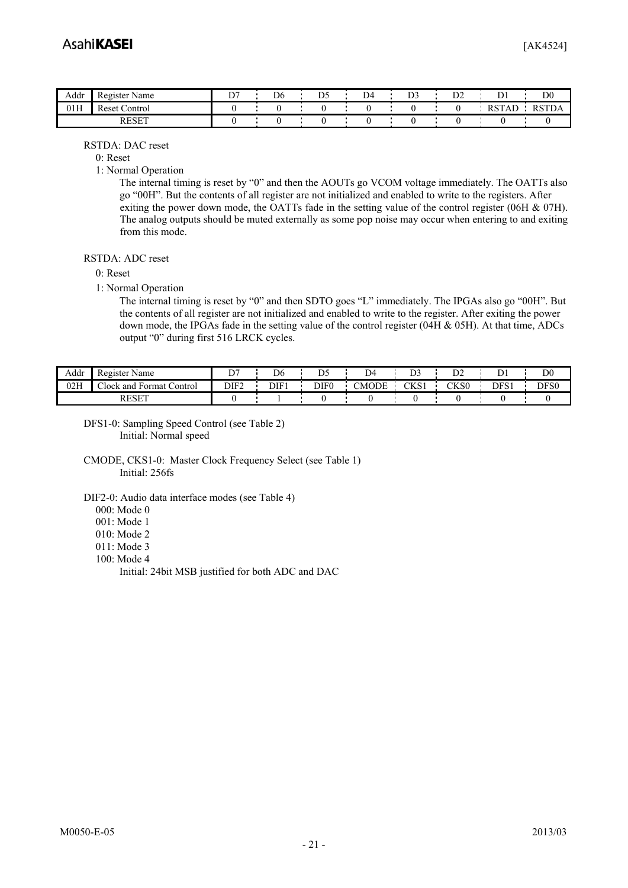| Addr | Register Name | D7 | D6 | D5 | D4 | D3 | D2 | D1 | D0 |
|---|---|---|---|---|---|---|---|---|---|
| 01H | Reset Control | 0 | 0 | 0 | 0 | 0 | 0 | RSTAD | RSTDA |
| RESET | | 0 | 0 | 0 | 0 | 0 | 0 | 0 | 0 |

RSTDA: DAC reset

0: Reset

1: Normal Operation

The internal timing is reset by "0" and then the AOUTs go VCOM voltage immediately. The OATTs also go "00H". But the contents of all register are not initialized and enabled to write to the registers. After exiting the power down mode, the OATTs fade in the setting value of the control register (06H & 07H). The analog outputs should be muted externally as some pop noise may occur when entering to and exiting from this mode.

RSTDA: ADC reset

0: Reset

1: Normal Operation

The internal timing is reset by "0" and then SDTO goes "L" immediately. The IPGAs also go "00H". But the contents of all register are not initialized and enabled to write to the register. After exiting the power down mode, the IPGAs fade in the setting value of the control register (04H & 05H). At that time, ADCs output "0" during first 516 LRCK cycles.

| Addr | Register Name | D7 | D6 | D5 | D4 | D3 | D2 | D1 | D0 |
|---|---|---|---|---|---|---|---|---|---|
| 02H | Clock and Format Control | DIF2 | DIF1 | DIF0 | CMODE | CKS1 | CKS0 | DFS1 | DFS0 |
| RESET | | 0 | 1 | 0 | 0 | 0 | 0 | 0 | 0 |

DFS1-0: Sampling Speed Control (see Table 2)
Initial: Normal speed

CMODE, CKS1-0: Master Clock Frequency Select (see Table 1)
Initial: 256fs

DIF2-0: Audio data interface modes (see Table 4)

000: Mode 0
001: Mode 1
010: Mode 2
011: Mode 3
100: Mode 4

Initial: 24bit MSB justified for both ADC and DAC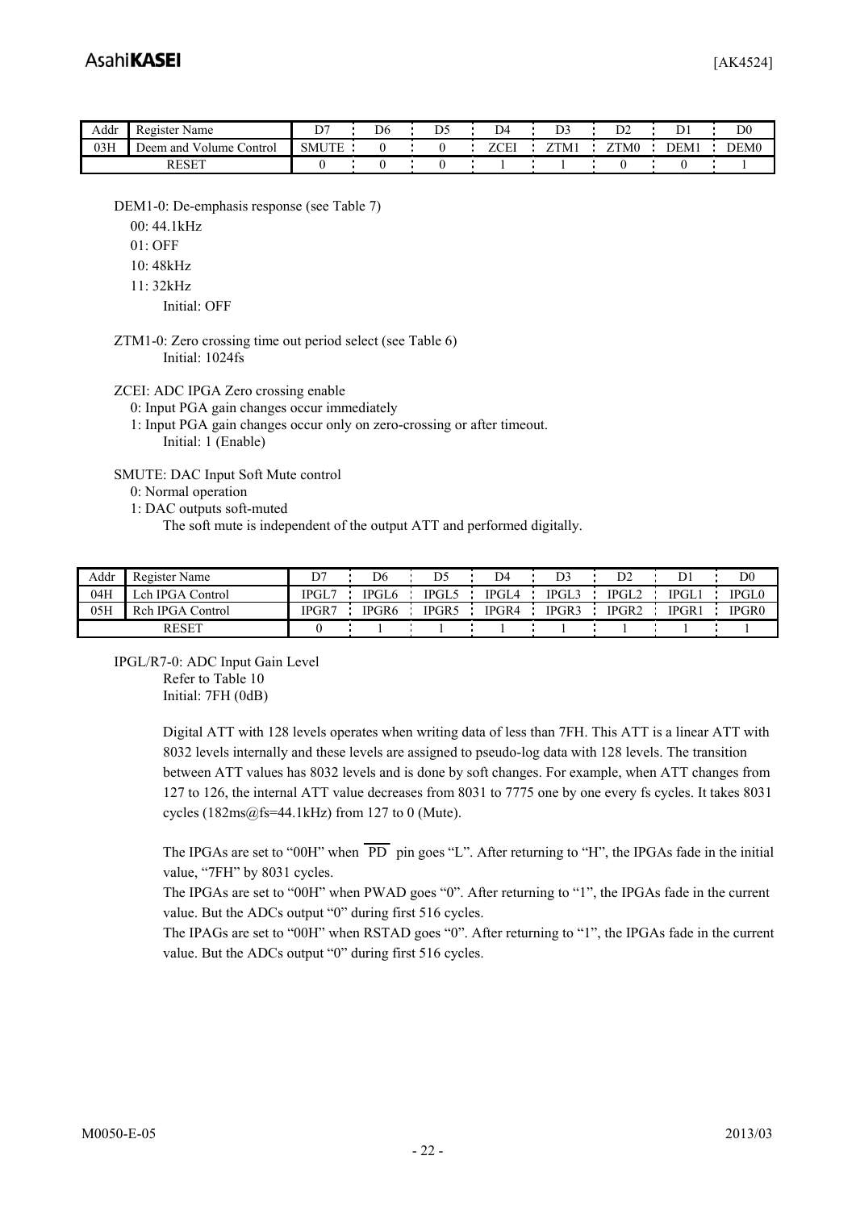| Addr | Register Name | D7 | D6 | D5 | D4 | D3 | D2 | D1 | D0 |
|---|---|---|---|---|---|---|---|---|---|
| 03H | Deem and Volume Control | SMUTE | 0 | 0 | ZCEI | ZTM1 | ZTM0 | DEM1 | DEM0 |
| RESET | | 0 | 0 | 0 | 1 | 1 | 0 | 0 | 1 |

DEM1-0: De-emphasis response (see Table 7)

00: 44.1kHz

01: OFF

10: 48kHz

11: 32kHz

Initial: OFF

ZTM1-0: Zero crossing time out period select (see Table 6)

Initial: 1024fs

ZCEI: ADC IPGA Zero crossing enable

0: Input PGA gain changes occur immediately

1: Input PGA gain changes occur only on zero-crossing or after timeout.

Initial: 1 (Enable)

SMUTE: DAC Input Soft Mute control

0: Normal operation

1: DAC outputs soft-muted

The soft mute is independent of the output ATT and performed digitally.

| Addr | Register Name | D7 | D6 | D5 | D4 | D3 | D2 | D1 | D0 |
|---|---|---|---|---|---|---|---|---|---|
| 04H | Lch IPGA Control | IPGL7 | IPGL6 | IPGL5 | IPGL4 | IPGL3 | IPGL2 | IPGL1 | IPGL0 |
| 05H | Rch IPGA Control | IPGR7 | IPGR6 | IPGR5 | IPGR4 | IPGR3 | IPGR2 | IPGR1 | IPGR0 |
| RESET | | 0 | 1 | 1 | 1 | 1 | 1 | 1 | 1 |

IPGL/R7-0: ADC Input Gain Level

Refer to Table 10

Initial: 7FH (0dB)

Digital ATT with 128 levels operates when writing data of less than 7FH. This ATT is a linear ATT with 8032 levels internally and these levels are assigned to pseudo-log data with 128 levels. The transition between ATT values has 8032 levels and is done by soft changes. For example, when ATT changes from 127 to 126, the internal ATT value decreases from 8031 to 7775 one by one every fs cycles. It takes 8031 cycles (182ms@fs=44.1kHz) from 127 to 0 (Mute).

The IPGAs are set to "00H" when $\overline{\text{PD}}$ pin goes "L". After returning to "H", the IPGAs fade in the initial value, "7FH" by 8031 cycles.

The IPGAs are set to "00H" when PWAD goes "0". After returning to "1", the IPGAs fade in the current value. But the ADCs output "0" during first 516 cycles.

The IPAGs are set to "00H" when RSTAD goes "0". After returning to "1", the IPGAs fade in the current value. But the ADCs output "0" during first 516 cycles.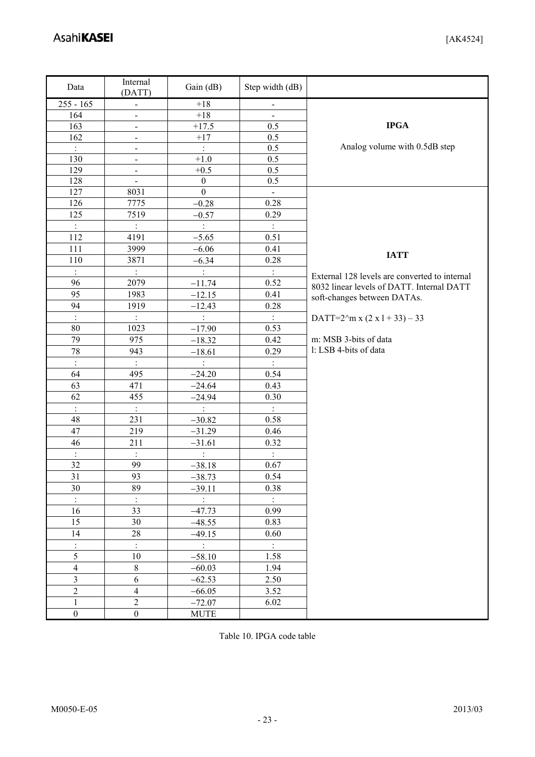| Data | Internal (DATT) | Gain (dB) | Step width (dB) | |
|---|---|---|---|---|
| 255 - 165 | - | +18 | - | **IPGA** Analog volume with 0.5dB step |
| 164 | - | +18 | - | |
| 163 | - | +17.5 | 0.5 | |
| 162 | - | +17 | 0.5 | |
| : | - | : | 0.5 | |
| 130 | - | +1.0 | 0.5 | |
| 129 | - | +0.5 | 0.5 | |
| 128 | - | 0 | 0.5 | |
| 127 | 8031 | 0 | - | **IATT** External 128 levels are converted to internal 8032 linear levels of DATT. Internal DATT soft-changes between DATAs. DATT=2^m x (2 x l + 33) – 33 m: MSB 3-bits of data l: LSB 4-bits of data |
| 126 | 7775 | −0.28 | 0.28 | |
| 125 | 7519 | −0.57 | 0.29 | |
| : | : | : | : | |
| 112 | 4191 | −5.65 | 0.51 | |
| 111 | 3999 | −6.06 | 0.41 | |
| 110 | 3871 | −6.34 | 0.28 | |
| : | : | : | : | |
| 96 | 2079 | −11.74 | 0.52 | |
| 95 | 1983 | −12.15 | 0.41 | |
| 94 | 1919 | −12.43 | 0.28 | |
| : | : | : | : | |
| 80 | 1023 | −17.90 | 0.53 | |
| 79 | 975 | −18.32 | 0.42 | |
| 78 | 943 | −18.61 | 0.29 | |
| : | : | : | : | |
| 64 | 495 | −24.20 | 0.54 | |
| 63 | 471 | −24.64 | 0.43 | |
| 62 | 455 | −24.94 | 0.30 | |
| : | : | : | : | |
| 48 | 231 | −30.82 | 0.58 | |
| 47 | 219 | −31.29 | 0.46 | |
| 46 | 211 | −31.61 | 0.32 | |
| : | : | : | : | |
| 32 | 99 | −38.18 | 0.67 | |
| 31 | 93 | −38.73 | 0.54 | |
| 30 | 89 | −39.11 | 0.38 | |
| : | : | : | : | |
| 16 | 33 | −47.73 | 0.99 | |
| 15 | 30 | −48.55 | 0.83 | |
| 14 | 28 | −49.15 | 0.60 | |
| : | : | : | : | |
| 5 | 10 | −58.10 | 1.58 | |
| 4 | 8 | −60.03 | 1.94 | |
| 3 | 6 | −62.53 | 2.50 | |
| 2 | 4 | −66.05 | 3.52 | |
| 1 | 2 | −72.07 | 6.02 | |
| 0 | 0 | MUTE | | |

Table 10. IPGA code table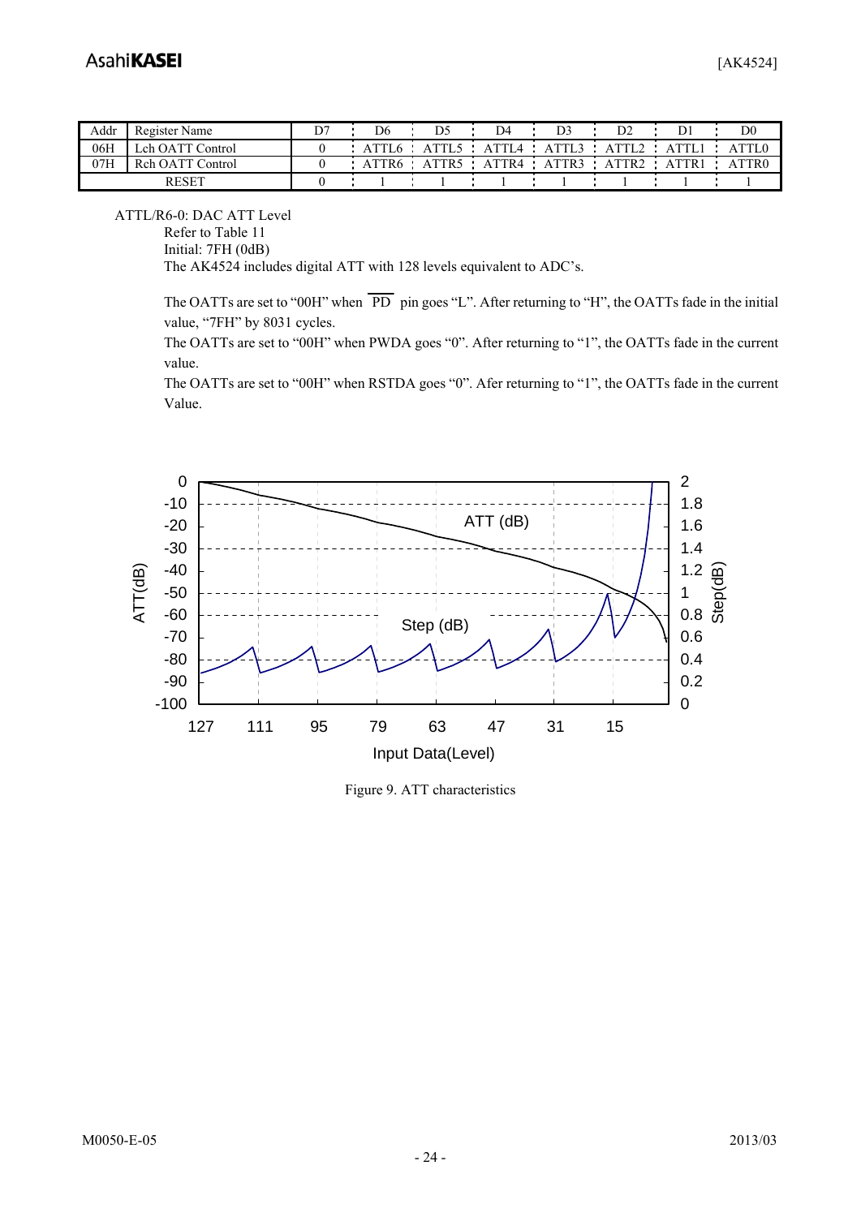| Addr | Register Name | D7 | D6 | D5 | D4 | D3 | D2 | D1 | D0 |
|---|---|---|---|---|---|---|---|---|---|
| 06H | Lch OATT Control | 0 | ATTL6 | ATTL5 | ATTL4 | ATTL3 | ATTL2 | ATTL1 | ATTL0 |
| 07H | Rch OATT Control | 0 | ATTR6 | ATTR5 | ATTR4 | ATTR3 | ATTR2 | ATTR1 | ATTR0 |
| RESET | | 0 | 1 | 1 | 1 | 1 | 1 | 1 | 1 |

ATTL/R6-0: DAC ATT Level

Refer to Table 11

Initial: 7FH (0dB)

The AK4524 includes digital ATT with 128 levels equivalent to ADC's.

The OATTs are set to "00H" when $\overline{\text{PD}}$ pin goes "L". After returning to "H", the OATTs fade in the initial value, "7FH" by 8031 cycles.

The OATTs are set to "00H" when PWDA goes "0". After returning to "1", the OATTs fade in the current value.

The OATTs are set to "00H" when RSTDA goes "0". Afer returning to "1", the OATTs fade in the current Value.

ATT (dB)
Step (dB)
ATT(dB)
Step(dB)
0
-10
-20
-30
-40
-50
-60
-70
-80
-90
-100
2
1.8
1.6
1.4
1.2
1
0.8
0.6
0.4
0.2
0
127 111 95 79 63 47 31 15
Input Data(Level)

Figure 9. ATT characteristics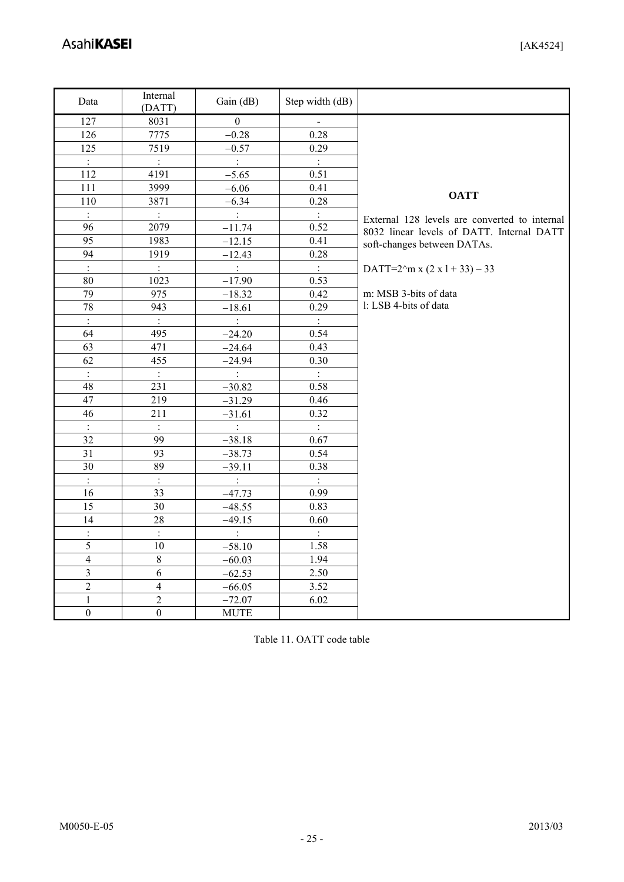| Data | Internal (DATT) | Gain (dB) | Step width (dB) | |
|---|---|---|---|---|
| 127 | 8031 | 0 | - | **OATT**<br><br>External 128 levels are converted to internal 8032 linear levels of DATT. Internal DATT soft-changes between DATAs.<br><br>DATT=2^m x (2 x l + 33) – 33<br><br>m: MSB 3-bits of data<br>l: LSB 4-bits of data |
| 126 | 7775 | −0.28 | 0.28 | |
| 125 | 7519 | −0.57 | 0.29 | |
| : | : | : | : | |
| 112 | 4191 | −5.65 | 0.51 | |
| 111 | 3999 | −6.06 | 0.41 | |
| 110 | 3871 | −6.34 | 0.28 | |
| : | : | : | : | |
| 96 | 2079 | −11.74 | 0.52 | |
| 95 | 1983 | −12.15 | 0.41 | |
| 94 | 1919 | −12.43 | 0.28 | |
| : | : | : | : | |
| 80 | 1023 | −17.90 | 0.53 | |
| 79 | 975 | −18.32 | 0.42 | |
| 78 | 943 | −18.61 | 0.29 | |
| : | : | : | : | |
| 64 | 495 | −24.20 | 0.54 | |
| 63 | 471 | −24.64 | 0.43 | |
| 62 | 455 | −24.94 | 0.30 | |
| : | : | : | : | |
| 48 | 231 | −30.82 | 0.58 | |
| 47 | 219 | −31.29 | 0.46 | |
| 46 | 211 | −31.61 | 0.32 | |
| : | : | : | : | |
| 32 | 99 | −38.18 | 0.67 | |
| 31 | 93 | −38.73 | 0.54 | |
| 30 | 89 | −39.11 | 0.38 | |
| : | : | : | : | |
| 16 | 33 | −47.73 | 0.99 | |
| 15 | 30 | −48.55 | 0.83 | |
| 14 | 28 | −49.15 | 0.60 | |
| : | : | : | : | |
| 5 | 10 | −58.10 | 1.58 | |
| 4 | 8 | −60.03 | 1.94 | |
| 3 | 6 | −62.53 | 2.50 | |
| 2 | 4 | −66.05 | 3.52 | |
| 1 | 2 | −72.07 | 6.02 | |
| 0 | 0 | MUTE | | |

Table 11. OATT code table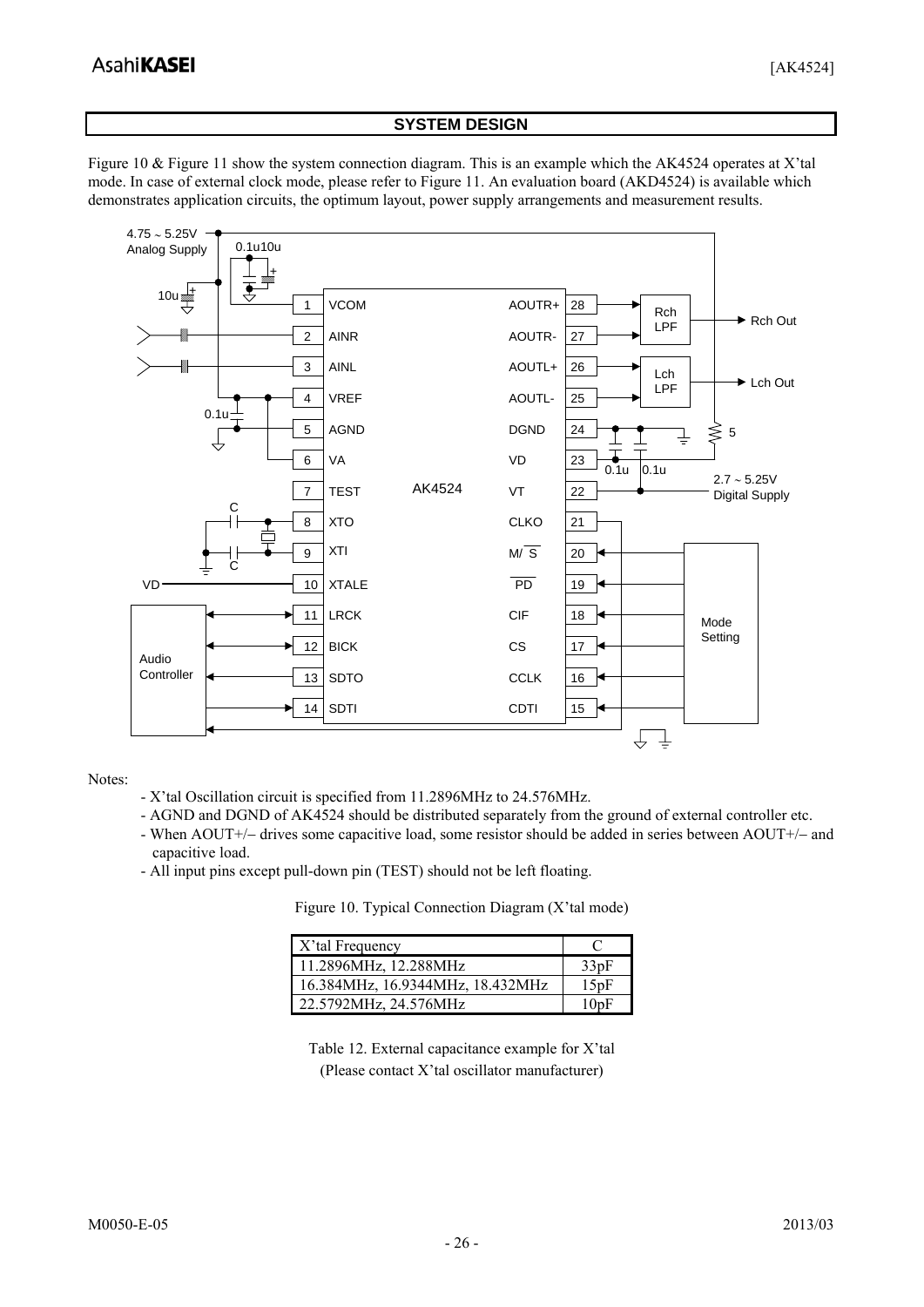## SYSTEM DESIGN

Figure 10 & Figure 11 show the system connection diagram. This is an example which the AK4524 operates at X'tal mode. In case of external clock mode, please refer to Figure 11. An evaluation board (AKD4524) is available which demonstrates application circuits, the optimum layout, power supply arrangements and measurement results.

4.75 ~ 5.25V
Analog Supply
0.1u
10u
10u
0.1u
C
C
VD
1 VCOM
2 AINR
3 AINL
4 VREF
5 AGND
6 VA
7 TEST
8 XTO
9 XTI
10 XTALE
11 LRCK
12 BICK
13 SDTO
14 SDTI
AK4524
AOUTR+ 28
AOUTR- 27
AOUTL+ 26
AOUTL- 25
DGND 24
VD 23
VT 22
CLKO 21
M/S 20
PD 19
CIF 18
CS 17
CCLK 16
CDTI 15
Rch LPF
Rch Out
Lch LPF
Lch Out
5
0.1u
0.1u
2.7 ~ 5.25V
Digital Supply
Audio Controller
Mode Setting

Notes:

- X'tal Oscillation circuit is specified from 11.2896MHz to 24.576MHz.
- AGND and DGND of AK4524 should be distributed separately from the ground of external controller etc.
- When AOUT+/− drives some capacitive load, some resistor should be added in series between AOUT+/− and capacitive load.
- All input pins except pull-down pin (TEST) should not be left floating.

Figure 10. Typical Connection Diagram (X'tal mode)

| X'tal Frequency | C |
|---|---|
| 11.2896MHz, 12.288MHz | 33pF |
| 16.384MHz, 16.9344MHz, 18.432MHz | 15pF |
| 22.5792MHz, 24.576MHz | 10pF |

Table 12. External capacitance example for X'tal
(Please contact X'tal oscillator manufacturer)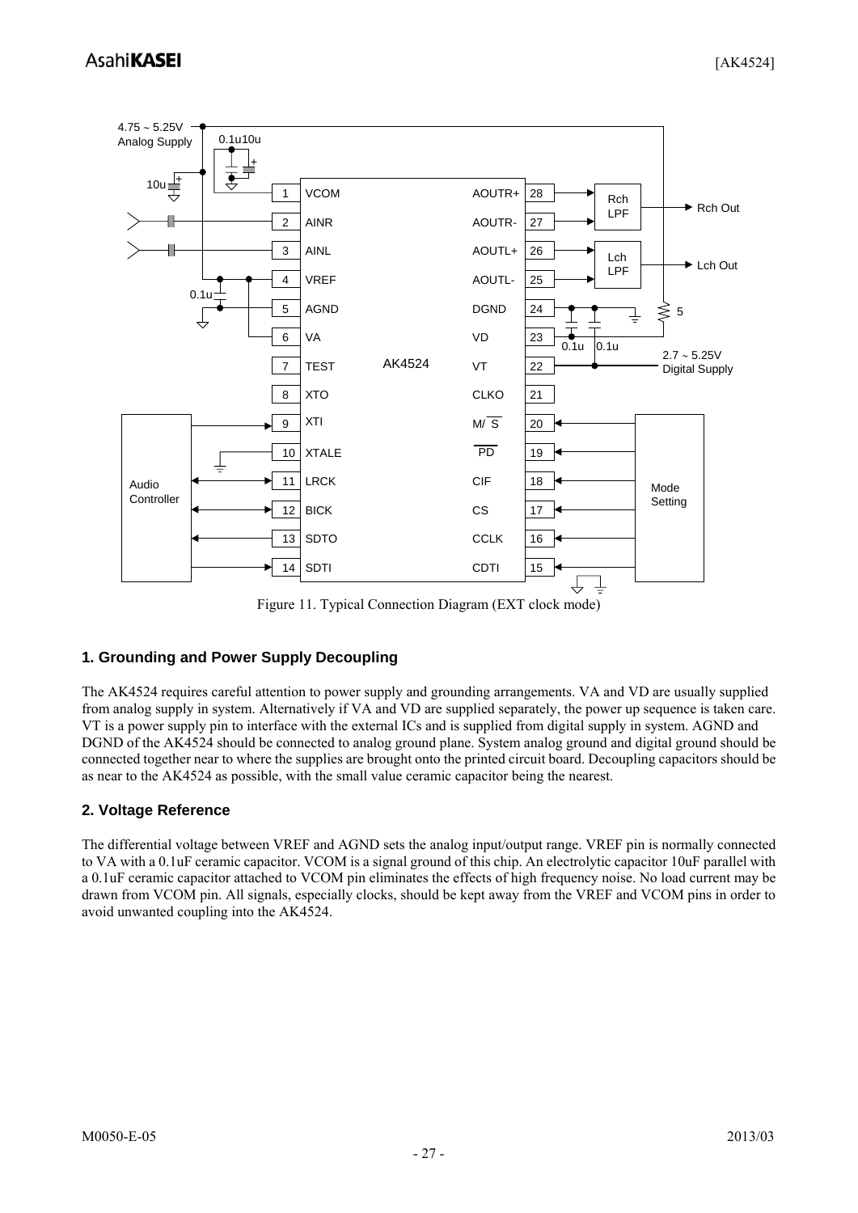4.75 ~ 5.25V
Analog Supply

0.1u 10u

10u

0.1u

1 VCOM
2 AINR
3 AINL
4 VREF
5 AGND
6 VA
7 TEST
8 XTO
9 XTI
10 XTALE
11 LRCK
12 BICK
13 SDTO
14 SDTI

AK4524

28 AOUTR+
27 AOUTR-
26 AOUTL+
25 AOUTL-
24 DGND
23 VD
22 VT
21 CLKO
20 M/S
19 PD
18 CIF
17 CS
16 CCLK
15 CDTI

Rch LPF
Rch Out
Lch LPF
Lch Out

0.1u 0.1u

5

2.7 ~ 5.25V
Digital Supply

Audio Controller

Mode Setting

Figure 11. Typical Connection Diagram (EXT clock mode)

## 1. Grounding and Power Supply Decoupling

The AK4524 requires careful attention to power supply and grounding arrangements. VA and VD are usually supplied from analog supply in system. Alternatively if VA and VD are supplied separately, the power up sequence is taken care. VT is a power supply pin to interface with the external ICs and is supplied from digital supply in system. AGND and DGND of the AK4524 should be connected to analog ground plane. System analog ground and digital ground should be connected together near to where the supplies are brought onto the printed circuit board. Decoupling capacitors should be as near to the AK4524 as possible, with the small value ceramic capacitor being the nearest.

## 2. Voltage Reference

The differential voltage between VREF and AGND sets the analog input/output range. VREF pin is normally connected to VA with a 0.1uF ceramic capacitor. VCOM is a signal ground of this chip. An electrolytic capacitor 10uF parallel with a 0.1uF ceramic capacitor attached to VCOM pin eliminates the effects of high frequency noise. No load current may be drawn from VCOM pin. All signals, especially clocks, should be kept away from the VREF and VCOM pins in order to avoid unwanted coupling into the AK4524.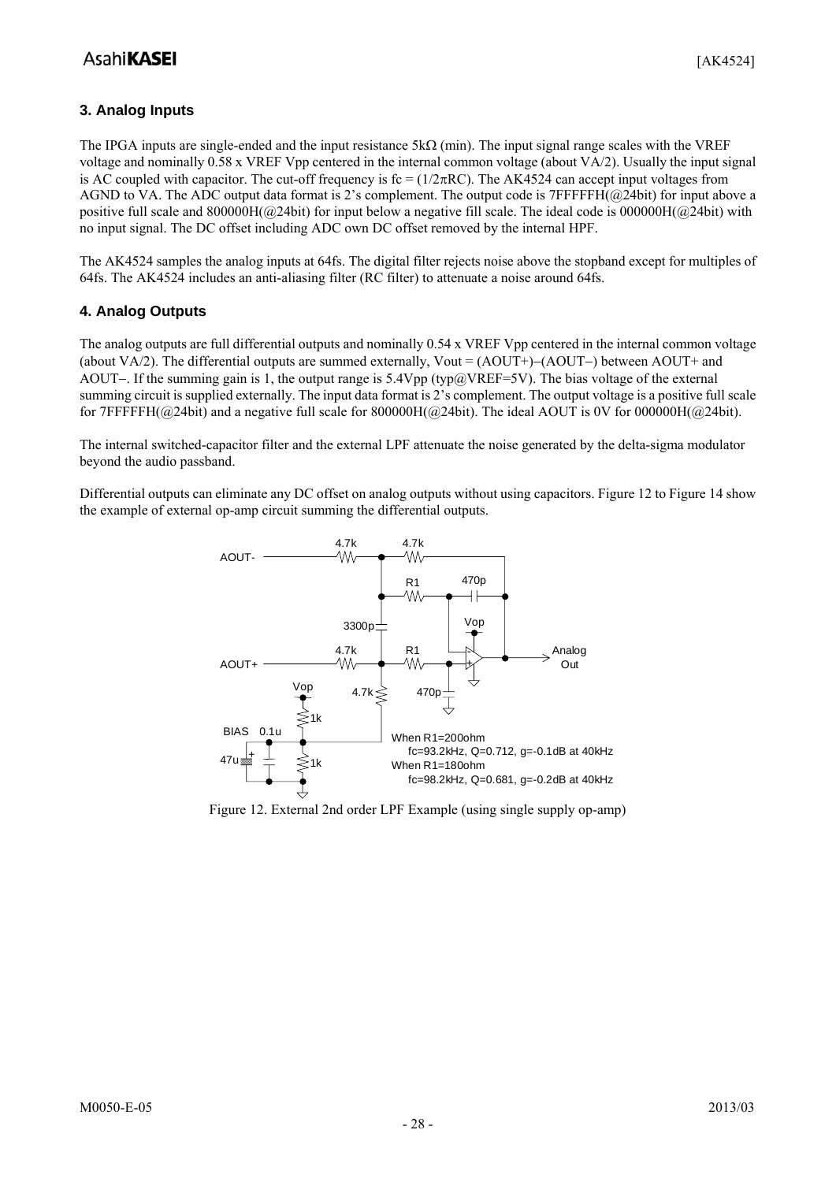## 3. Analog Inputs

The IPGA inputs are single-ended and the input resistance 5kΩ (min). The input signal range scales with the VREF voltage and nominally 0.58 x VREF Vpp centered in the internal common voltage (about VA/2). Usually the input signal is AC coupled with capacitor. The cut-off frequency is $fc = (1/2\pi RC)$. The AK4524 can accept input voltages from AGND to VA. The ADC output data format is 2's complement. The output code is 7FFFFFH(@24bit) for input above a positive full scale and 800000H(@24bit) for input below a negative fill scale. The ideal code is 000000H(@24bit) with no input signal. The DC offset including ADC own DC offset removed by the internal HPF.

The AK4524 samples the analog inputs at 64fs. The digital filter rejects noise above the stopband except for multiples of 64fs. The AK4524 includes an anti-aliasing filter (RC filter) to attenuate a noise around 64fs.

## 4. Analog Outputs

The analog outputs are full differential outputs and nominally 0.54 x VREF Vpp centered in the internal common voltage (about VA/2). The differential outputs are summed externally, Vout = (AOUT+)−(AOUT−) between AOUT+ and AOUT−. If the summing gain is 1, the output range is 5.4Vpp (typ@VREF=5V). The bias voltage of the external summing circuit is supplied externally. The input data format is 2's complement. The output voltage is a positive full scale for 7FFFFFH(@24bit) and a negative full scale for 800000H(@24bit). The ideal AOUT is 0V for 000000H(@24bit).

The internal switched-capacitor filter and the external LPF attenuate the noise generated by the delta-sigma modulator beyond the audio passband.

Differential outputs can eliminate any DC offset on analog outputs without using capacitors. Figure 12 to Figure 14 show the example of external op-amp circuit summing the differential outputs.

When R1=200ohm
fc=93.2kHz, Q=0.712, g=-0.1dB at 40kHz
When R1=180ohm
fc=98.2kHz, Q=0.681, g=-0.2dB at 40kHz

Figure 12. External 2nd order LPF Example (using single supply op-amp)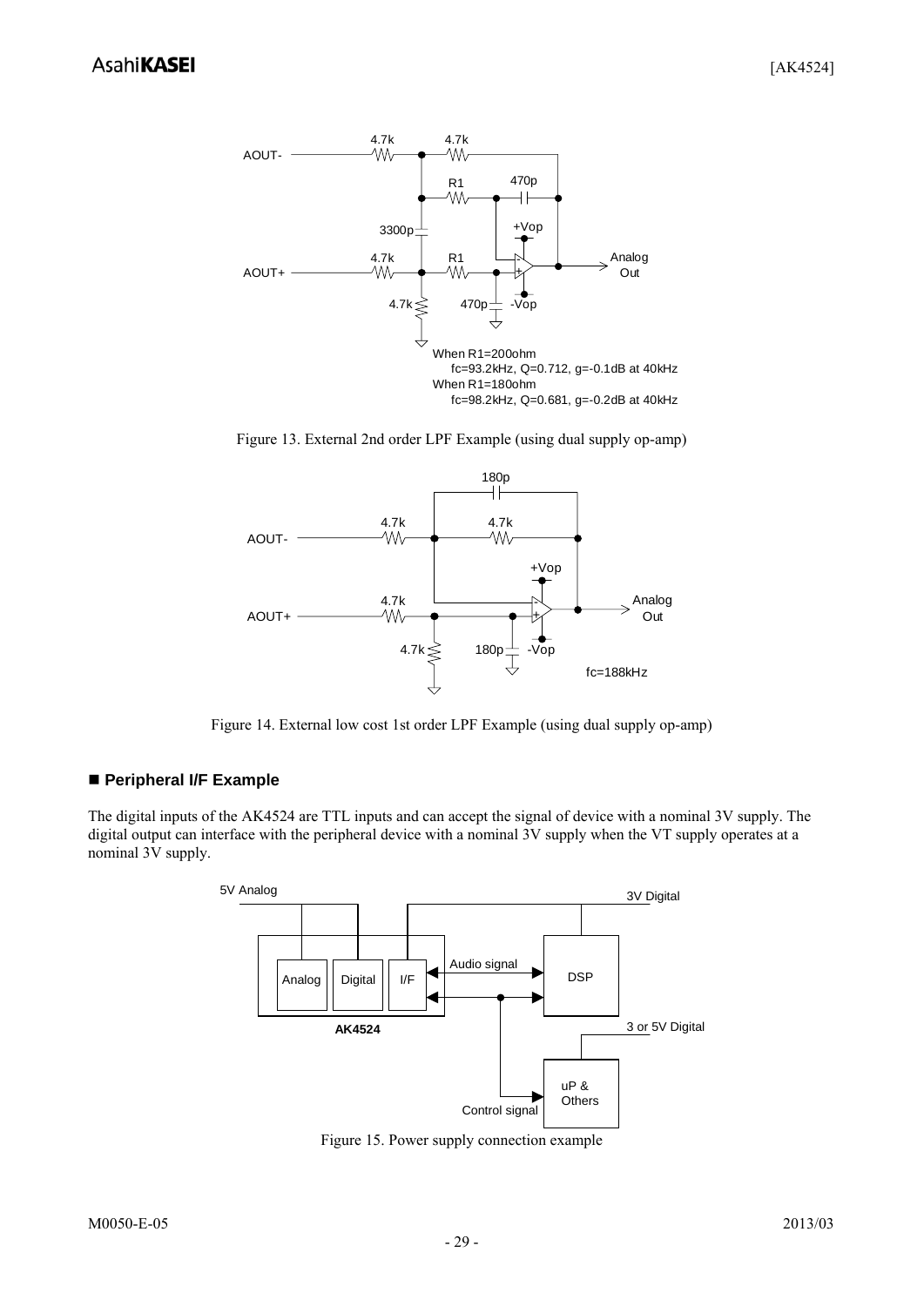AOUT-

4.7k

4.7k

R1

470p

3300p

+Vop

4.7k

R1

Analog Out

AOUT+

4.7k

470p

-Vop

When R1=200ohm
fc=93.2kHz, Q=0.712, g=-0.1dB at 40kHz
When R1=180ohm
fc=98.2kHz, Q=0.681, g=-0.2dB at 40kHz

Figure 13. External 2nd order LPF Example (using dual supply op-amp)

180p

4.7k

4.7k

AOUT-

+Vop

4.7k

Analog Out

AOUT+

4.7k

180p

-Vop

fc=188kHz

Figure 14. External low cost 1st order LPF Example (using dual supply op-amp)

## ■ Peripheral I/F Example

The digital inputs of the AK4524 are TTL inputs and can accept the signal of device with a nominal 3V supply. The digital output can interface with the peripheral device with a nominal 3V supply when the VT supply operates at a nominal 3V supply.

5V Analog

3V Digital

Analog

Digital

I/F

Audio signal

DSP

AK4524

3 or 5V Digital

uP & Others

Control signal

Figure 15. Power supply connection example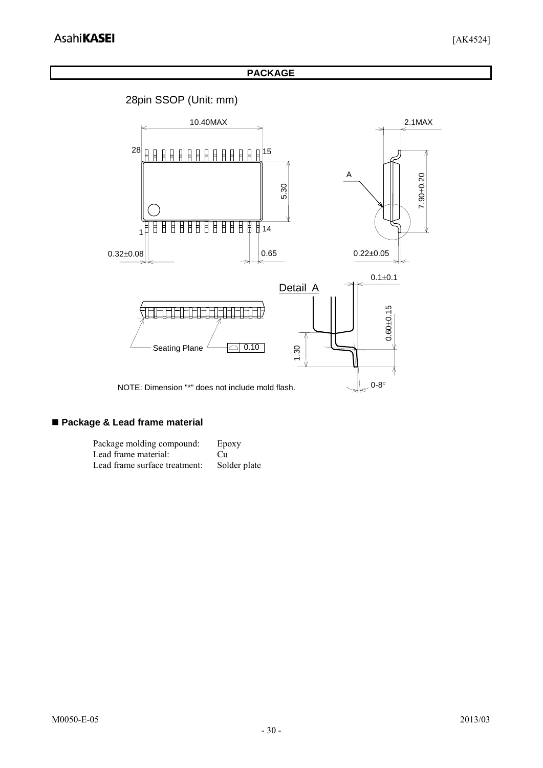## PACKAGE

28pin SSOP (Unit: mm)

10.40MAX

2.1MAX

28

15

5.30

A

7.90±0.20

1

14

0.32±0.08

0.65

0.22±0.05

0.1±0.1

Detail A

0.60±0.15

Seating Plane

0.10

1.30

NOTE: Dimension "*" does not include mold flash.

0-8°

### ■ Package & Lead frame material

| | |
|---|---|
| Package molding compound: | Epoxy |
| Lead frame material: | Cu |
| Lead frame surface treatment: | Solder plate |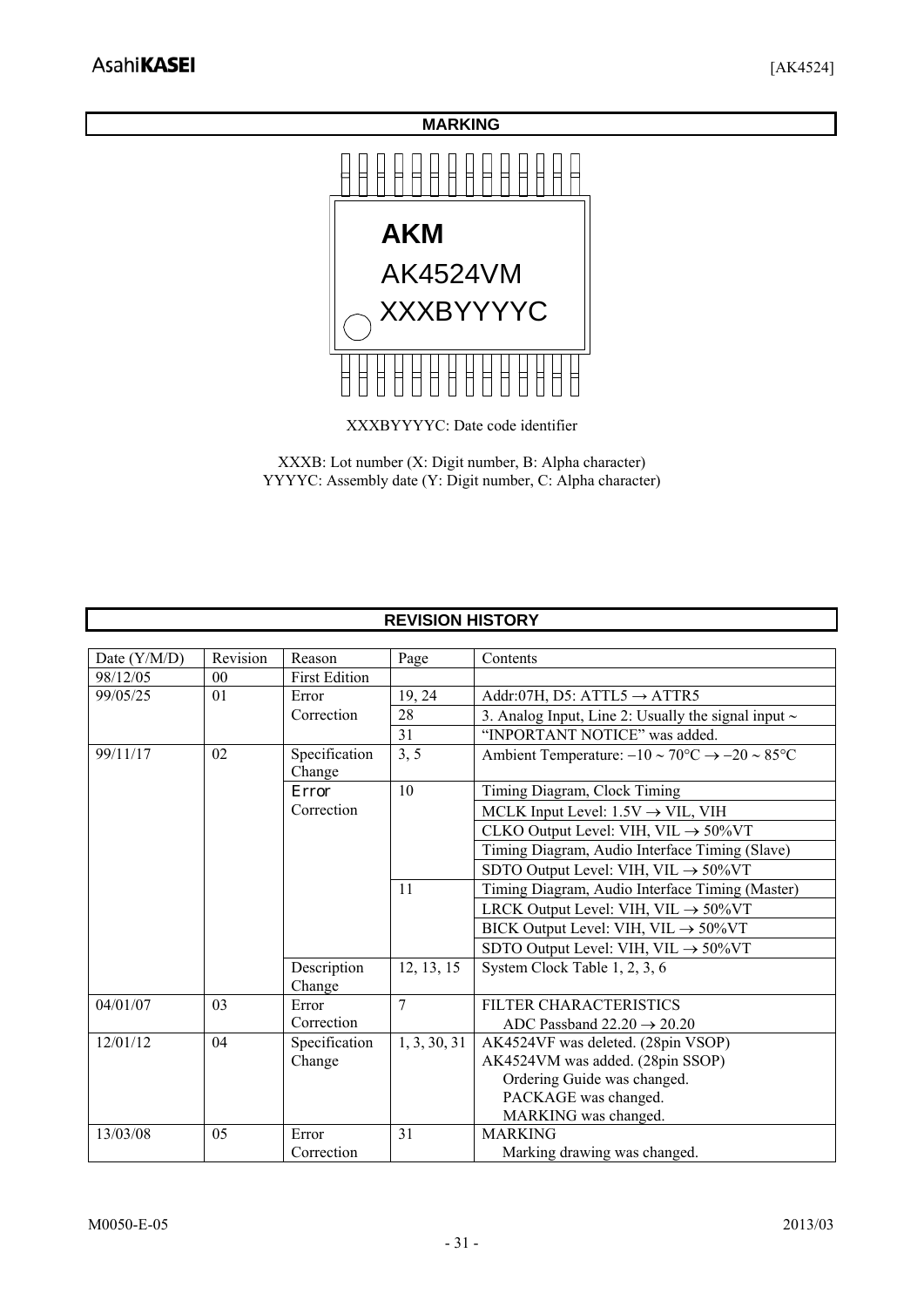## MARKING

AKM
AK4524VM
XXXBYYYYC

XXXBYYYYC: Date code identifier

XXXB: Lot number (X: Digit number, B: Alpha character)
YYYYC: Assembly date (Y: Digit number, C: Alpha character)

## REVISION HISTORY

| Date (Y/M/D) | Revision | Reason | Page | Contents |
|---|---|---|---|---|
| 98/12/05 | 00 | First Edition | | |
| 99/05/25 | 01 | Error Correction | 19, 24 | Addr:07H, D5: ATTL5 → ATTR5 |
| | | | 28 | 3. Analog Input, Line 2: Usually the signal input ~ |
| | | | 31 | "INPORTANT NOTICE" was added. |
| 99/11/17 | 02 | Specification Change | 3, 5 | Ambient Temperature: −10 ~ 70°C → −20 ~ 85°C |
| | | Error Correction | 10 | Timing Diagram, Clock Timing |
| | | | | MCLK Input Level: 1.5V → VIL, VIH |
| | | | | CLKO Output Level: VIH, VIL → 50%VT |
| | | | | Timing Diagram, Audio Interface Timing (Slave) |
| | | | | SDTO Output Level: VIH, VIL → 50%VT |
| | | | 11 | Timing Diagram, Audio Interface Timing (Master) |
| | | | | LRCK Output Level: VIH, VIL → 50%VT |
| | | | | BICK Output Level: VIH, VIL → 50%VT |
| | | | | SDTO Output Level: VIH, VIL → 50%VT |
| | | Description Change | 12, 13, 15 | System Clock Table 1, 2, 3, 6 |
| 04/01/07 | 03 | Error Correction | 7 | FILTER CHARACTERISTICS<br>ADC Passband 22.20 → 20.20 |
| 12/01/12 | 04 | Specification Change | 1, 3, 30, 31 | AK4524VF was deleted. (28pin VSOP)<br>AK4524VM was added. (28pin SSOP)<br>Ordering Guide was changed.<br>PACKAGE was changed.<br>MARKING was changed. |
| 13/03/08 | 05 | Error Correction | 31 | MARKING<br>Marking drawing was changed. |

M0050-E-05 2013/03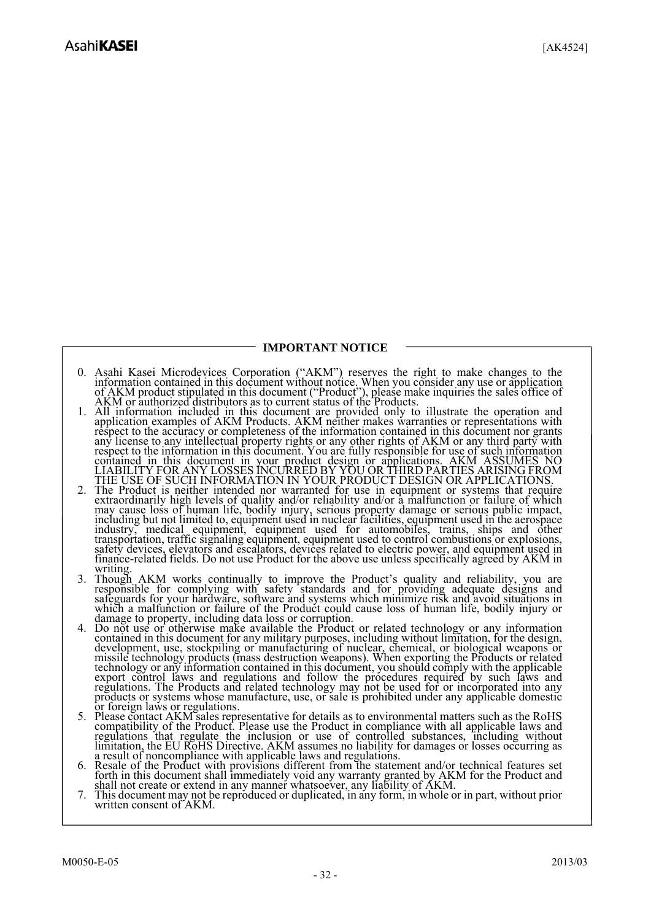## IMPORTANT NOTICE

0. Asahi Kasei Microdevices Corporation ("AKM") reserves the right to make changes to the information contained in this document without notice. When you consider any use or application of AKM product stipulated in this document ("Product"), please make inquiries the sales office of AKM or authorized distributors as to current status of the Products.
1. All information included in this document are provided only to illustrate the operation and application examples of AKM Products. AKM neither makes warranties or representations with respect to the accuracy or completeness of the information contained in this document nor grants any license to any intellectual property rights or any other rights of AKM or any third party with respect to the information in this document. You are fully responsible for use of such information contained in this document in your product design or applications. AKM ASSUMES NO LIABILITY FOR ANY LOSSES INCURRED BY YOU OR THIRD PARTIES ARISING FROM THE USE OF SUCH INFORMATION IN YOUR PRODUCT DESIGN OR APPLICATIONS.
2. The Product is neither intended nor warranted for use in equipment or systems that require extraordinarily high levels of quality and/or reliability and/or a malfunction or failure of which may cause loss of human life, bodily injury, serious property damage or serious public impact, including but not limited to, equipment used in nuclear facilities, equipment used in the aerospace industry, medical equipment, equipment used for automobiles, trains, ships and other transportation, traffic signaling equipment, equipment used to control combustions or explosions, safety devices, elevators and escalators, devices related to electric power, and equipment used in finance-related fields. Do not use Product for the above use unless specifically agreed by AKM in writing.
3. Though AKM works continually to improve the Product's quality and reliability, you are responsible for complying with safety standards and for providing adequate designs and safeguards for your hardware, software and systems which minimize risk and avoid situations in which a malfunction or failure of the Product could cause loss of human life, bodily injury or damage to property, including data loss or corruption.
4. Do not use or otherwise make available the Product or related technology or any information contained in this document for any military purposes, including without limitation, for the design, development, use, stockpiling or manufacturing of nuclear, chemical, or biological weapons or missile technology products (mass destruction weapons). When exporting the Products or related technology or any information contained in this document, you should comply with the applicable export control laws and regulations and follow the procedures required by such laws and regulations. The Products and related technology may not be used for or incorporated into any products or systems whose manufacture, use, or sale is prohibited under any applicable domestic or foreign laws or regulations.
5. Please contact AKM sales representative for details as to environmental matters such as the RoHS compatibility of the Product. Please use the Product in compliance with all applicable laws and regulations that regulate the inclusion or use of controlled substances, including without limitation, the EU RoHS Directive. AKM assumes no liability for damages or losses occurring as a result of noncompliance with applicable laws and regulations.
6. Resale of the Product with provisions different from the statement and/or technical features set forth in this document shall immediately void any warranty granted by AKM for the Product and shall not create or extend in any manner whatsoever, any liability of AKM.
7. This document may not be reproduced or duplicated, in any form, in whole or in part, without prior written consent of AKM.